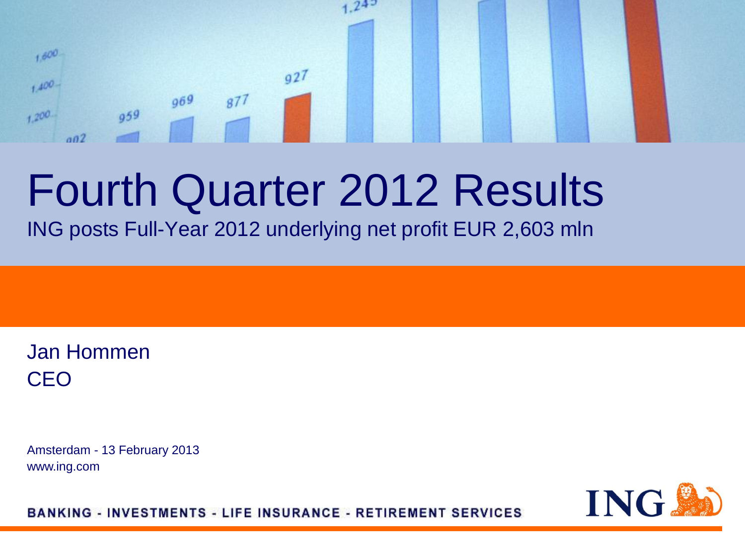# Fourth Quarter 2012 Results

ING posts Full-Year 2012 underlying net profit EUR 2,603 mln

Jan Hommen
CEO

Amsterdam - 13 February 2013
www.ing.com

BANKING - INVESTMENTS - LIFE INSURANCE - RETIREMENT SERVICES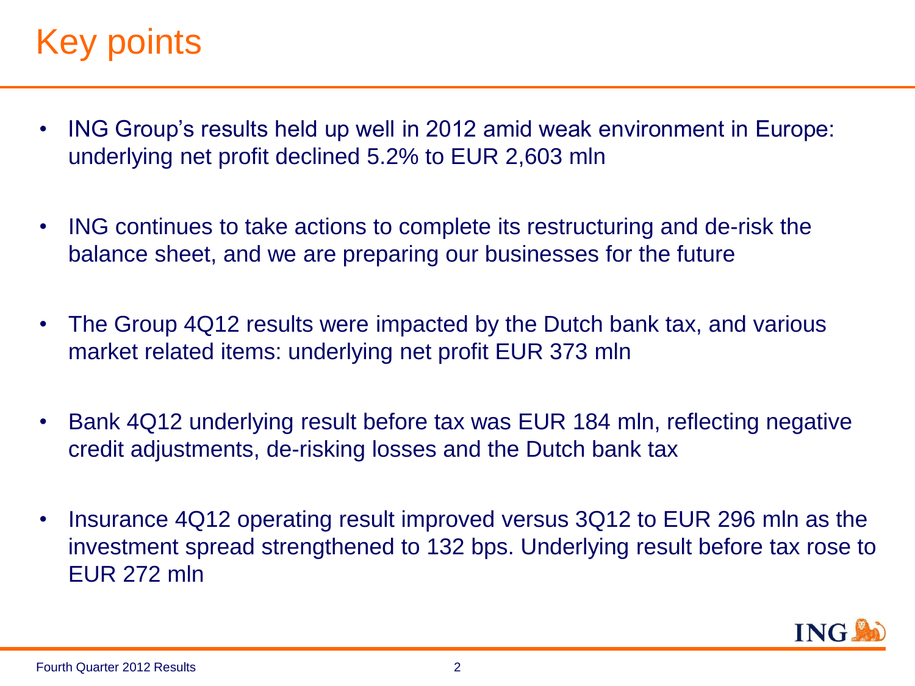# Key points

- ING Group's results held up well in 2012 amid weak environment in Europe: underlying net profit declined 5.2% to EUR 2,603 mln
- ING continues to take actions to complete its restructuring and de-risk the balance sheet, and we are preparing our businesses for the future
- The Group 4Q12 results were impacted by the Dutch bank tax, and various market related items: underlying net profit EUR 373 mln
- Bank 4Q12 underlying result before tax was EUR 184 mln, reflecting negative credit adjustments, de-risking losses and the Dutch bank tax
- Insurance 4Q12 operating result improved versus 3Q12 to EUR 296 mln as the investment spread strengthened to 132 bps. Underlying result before tax rose to EUR 272 mln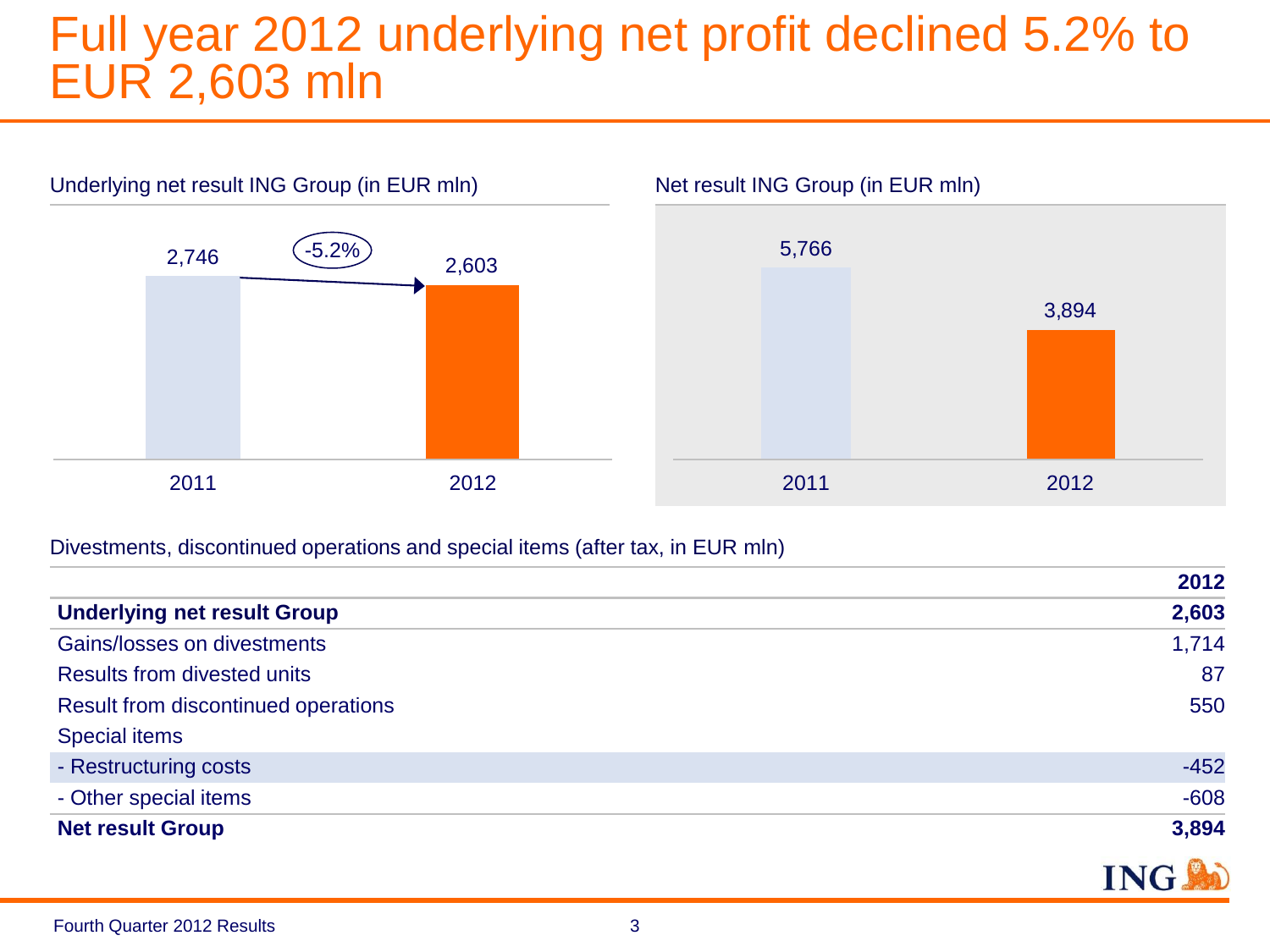# Full year 2012 underlying net profit declined 5.2% to EUR 2,603 mln

Underlying net result ING Group (in EUR mln)

2,746
-5.2%
2,603
2011
2012

Net result ING Group (in EUR mln)

5,766
3,894
2011
2012

Divestments, discontinued operations and special items (after tax, in EUR mln)

| | **2012** |
|---|---|
| **Underlying net result Group** | **2,603** |
| Gains/losses on divestments | 1,714 |
| Results from divested units | 87 |
| Result from discontinued operations | 550 |
| Special items | |
| - Restructuring costs | -452 |
| - Other special items | -608 |
| **Net result Group** | **3,894** |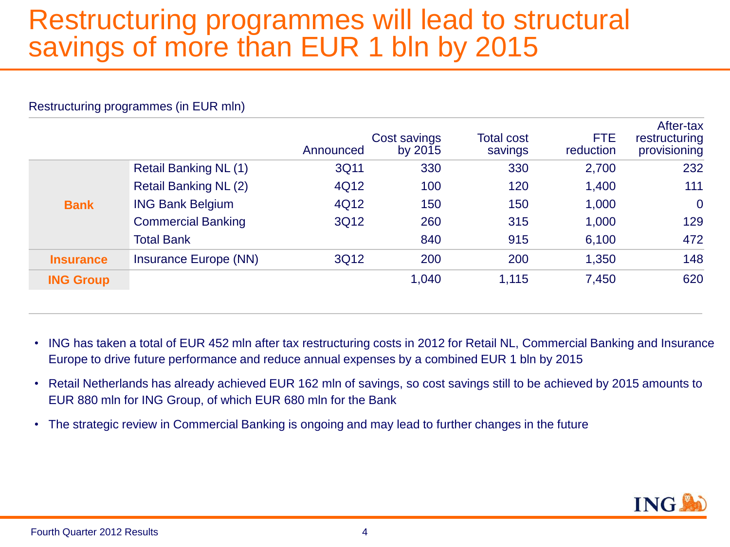# Restructuring programmes will lead to structural savings of more than EUR 1 bln by 2015

Restructuring programmes (in EUR mln)

| | | Announced | Cost savings by 2015 | Total cost savings | FTE reduction | After-tax restructuring provisioning |
|---|---|---|---|---|---|---|
| **Bank** | Retail Banking NL (1) | 3Q11 | 330 | 330 | 2,700 | 232 |
| | Retail Banking NL (2) | 4Q12 | 100 | 120 | 1,400 | 111 |
| | ING Bank Belgium | 4Q12 | 150 | 150 | 1,000 | 0 |
| | Commercial Banking | 3Q12 | 260 | 315 | 1,000 | 129 |
| | Total Bank | | 840 | 915 | 6,100 | 472 |
| **Insurance** | Insurance Europe (NN) | 3Q12 | 200 | 200 | 1,350 | 148 |
| **ING Group** | | | 1,040 | 1,115 | 7,450 | 620 |

- ING has taken a total of EUR 452 mln after tax restructuring costs in 2012 for Retail NL, Commercial Banking and Insurance Europe to drive future performance and reduce annual expenses by a combined EUR 1 bln by 2015
- Retail Netherlands has already achieved EUR 162 mln of savings, so cost savings still to be achieved by 2015 amounts to EUR 880 mln for ING Group, of which EUR 680 mln for the Bank
- The strategic review in Commercial Banking is ongoing and may lead to further changes in the future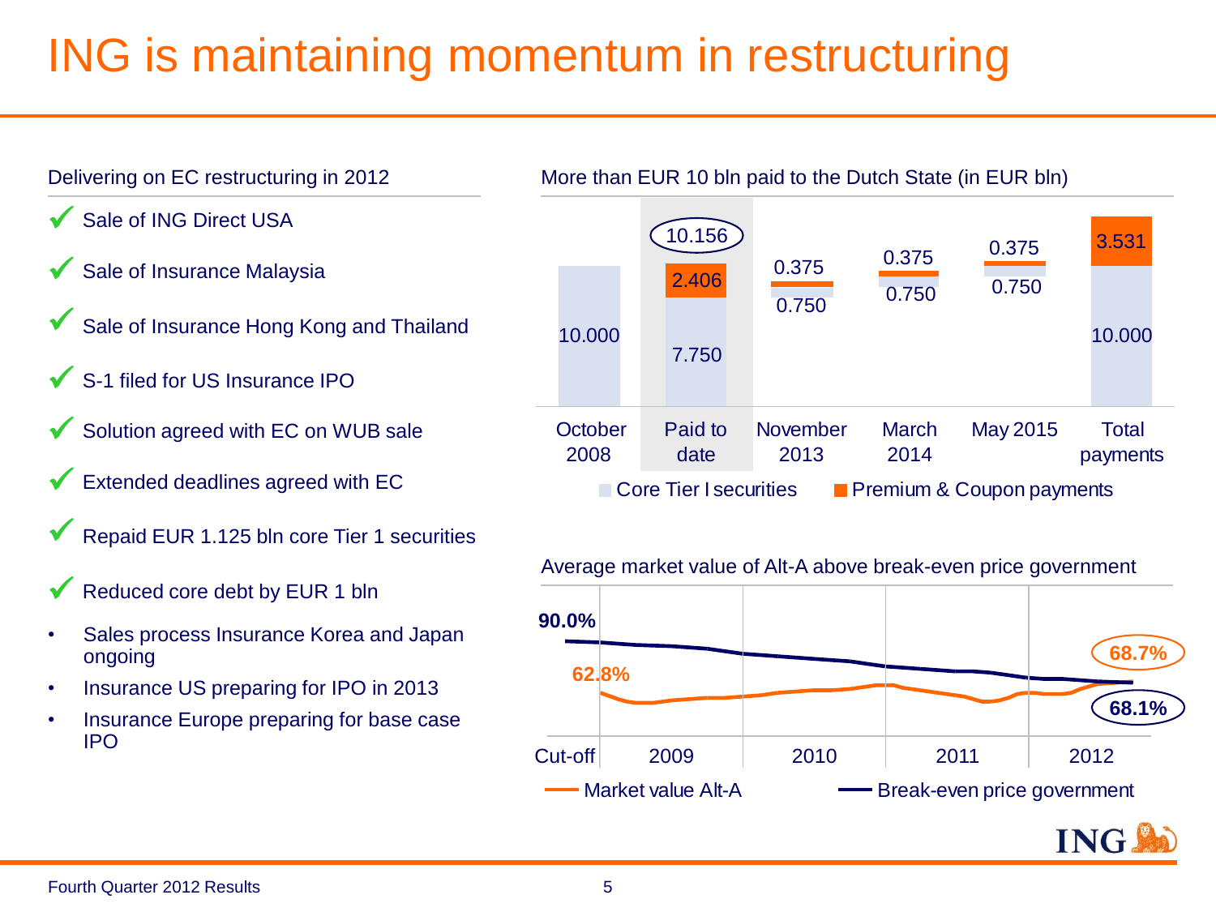# ING is maintaining momentum in restructuring

## Delivering on EC restructuring in 2012

- ✓ Sale of ING Direct USA
- ✓ Sale of Insurance Malaysia
- ✓ Sale of Insurance Hong Kong and Thailand
- ✓ S-1 filed for US Insurance IPO
- ✓ Solution agreed with EC on WUB sale
- ✓ Extended deadlines agreed with EC
- ✓ Repaid EUR 1.125 bln core Tier 1 securities
- ✓ Reduced core debt by EUR 1 bln
- Sales process Insurance Korea and Japan ongoing
- Insurance US preparing for IPO in 2013
- Insurance Europe preparing for base case IPO

## More than EUR 10 bln paid to the Dutch State (in EUR bln)

October 2008: 10.000

Paid to date: 10.156 — 7.750, 2.406

November 2013: 0.750, 0.375

March 2014: 0.750, 0.375

May 2015: 0.750, 0.375

Total payments: 10.000, 3.531

Core Tier I securities
Premium & Coupon payments

## Average market value of Alt-A above break-even price government

90.0%
62.8%
68.7%
68.1%

Cut-off, 2009, 2010, 2011, 2012

Market value Alt-A
Break-even price government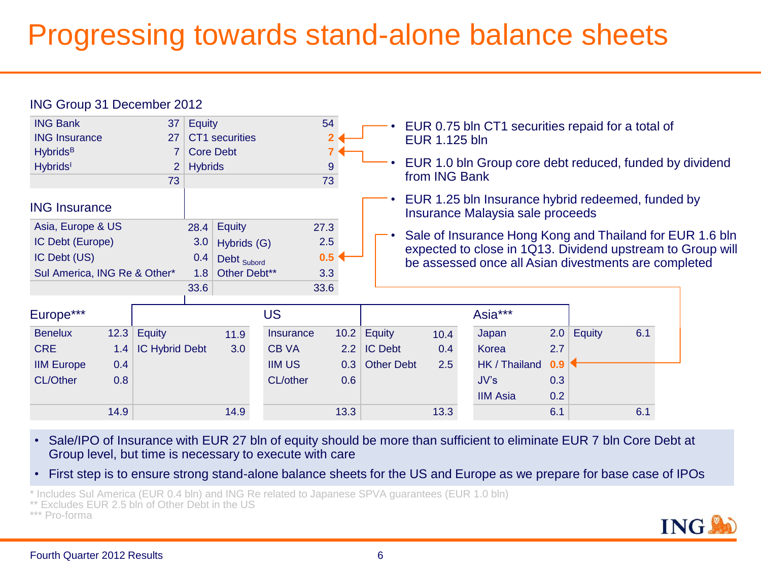# Progressing towards stand-alone balance sheets

### ING Group 31 December 2012

| | | | |
|---|---|---|---|
| ING Bank | 37 | Equity | 54 |
| ING Insurance | 27 | CT1 securities | **2** |
| Hybrids[B] | 7 | Core Debt | **7** |
| Hybrids[I] | 2 | Hybrids | 9 |
| | 73 | | 73 |

- EUR 0.75 bln CT1 securities repaid for a total of EUR 1.125 bln
- EUR 1.0 bln Group core debt reduced, funded by dividend from ING Bank
- EUR 1.25 bln Insurance hybrid redeemed, funded by Insurance Malaysia sale proceeds
- Sale of Insurance Hong Kong and Thailand for EUR 1.6 bln expected to close in 1Q13. Dividend upstream to Group will be assessed once all Asian divestments are completed

### ING Insurance

| | | | |
|---|---|---|---|
| Asia, Europe & US | 28.4 | Equity | 27.3 |
| IC Debt (Europe) | 3.0 | Hybrids (G) | 2.5 |
| IC Debt (US) | 0.4 | Debt $_{Subord}$ | **0.5** |
| Sul America, ING Re & Other* | 1.8 | Other Debt** | 3.3 |
| | 33.6 | | 33.6 |

### Europe***

| | | | |
|---|---|---|---|
| Benelux | 12.3 | Equity | 11.9 |
| CRE | 1.4 | IC Hybrid Debt | 3.0 |
| IIM Europe | 0.4 | | |
| CL/Other | 0.8 | | |
| | 14.9 | | 14.9 |

### US

| | | | |
|---|---|---|---|
| Insurance | 10.2 | Equity | 10.4 |
| CB VA | 2.2 | IC Debt | 0.4 |
| IIM US | 0.3 | Other Debt | 2.5 |
| CL/other | 0.6 | | |
| | 13.3 | | 13.3 |

### Asia***

| | | | |
|---|---|---|---|
| Japan | 2.0 | Equity | 6.1 |
| Korea | 2.7 | | |
| HK / Thailand | **0.9** | | |
| JV's | 0.3 | | |
| IIM Asia | 0.2 | | |
| | 6.1 | | 6.1 |

- Sale/IPO of Insurance with EUR 27 bln of equity should be more than sufficient to eliminate EUR 7 bln Core Debt at Group level, but time is necessary to execute with care
- First step is to ensure strong stand-alone balance sheets for the US and Europe as we prepare for base case of IPOs

\* Includes Sul America (EUR 0.4 bln) and ING Re related to Japanese SPVA guarantees (EUR 1.0 bln)
\** Excludes EUR 2.5 bln of Other Debt in the US
\*** Pro-forma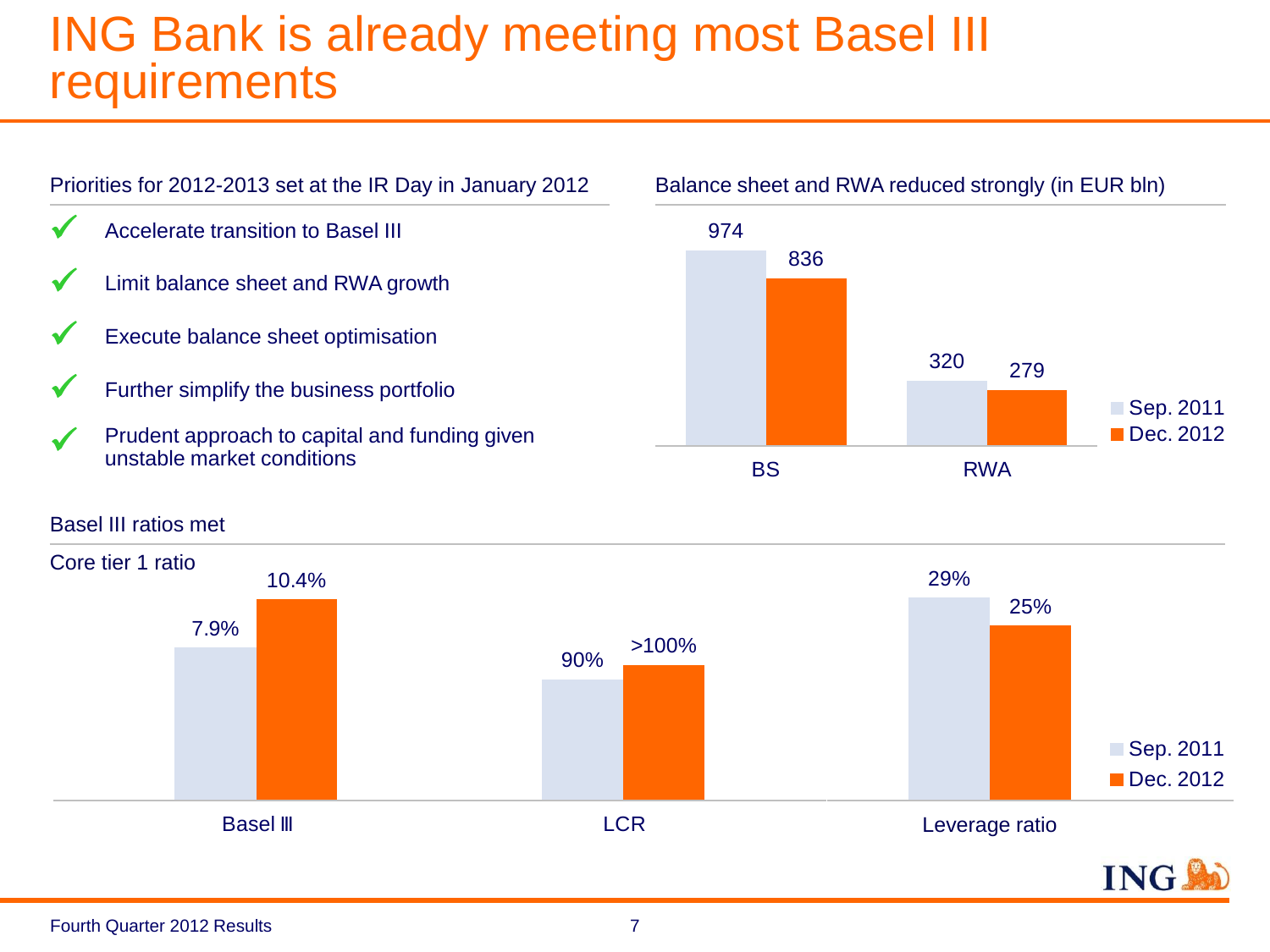# ING Bank is already meeting most Basel III requirements

## Priorities for 2012-2013 set at the IR Day in January 2012

- ✓ Accelerate transition to Basel III
- ✓ Limit balance sheet and RWA growth
- ✓ Execute balance sheet optimisation
- ✓ Further simplify the business portfolio
- ✓ Prudent approach to capital and funding given unstable market conditions

## Balance sheet and RWA reduced strongly (in EUR bln)

974
836
320
279
BS
RWA
Sep. 2011
Dec. 2012

## Basel III ratios met

Core tier 1 ratio

7.9%
10.4%
Basel III

90%
>100%
LCR

29%
25%
Leverage ratio

Sep. 2011
Dec. 2012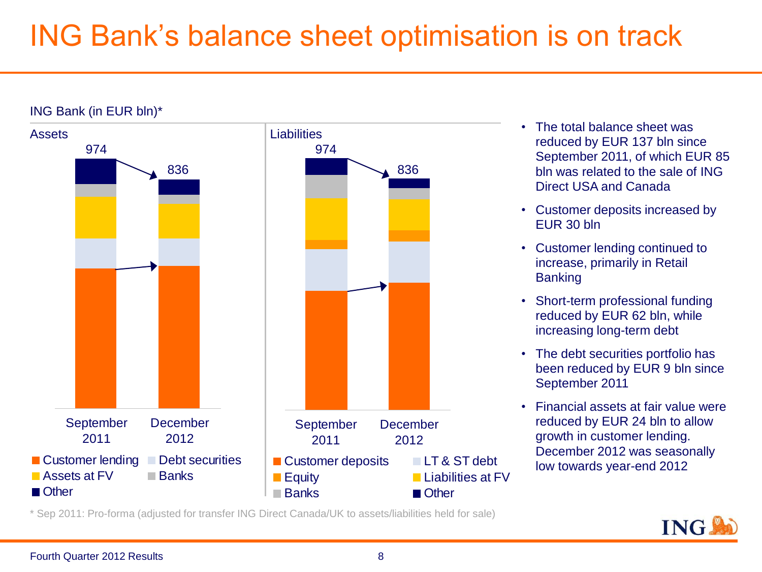# ING Bank's balance sheet optimisation is on track

ING Bank (in EUR bln)*

Assets

974

836

September 2011

December 2012

Customer lending
Debt securities
Assets at FV
Banks
Other

Liabilities

974

836

September 2011

December 2012

Customer deposits
LT & ST debt
Equity
Liabilities at FV
Banks
Other

- The total balance sheet was reduced by EUR 137 bln since September 2011, of which EUR 85 bln was related to the sale of ING Direct USA and Canada
- Customer deposits increased by EUR 30 bln
- Customer lending continued to increase, primarily in Retail Banking
- Short-term professional funding reduced by EUR 62 bln, while increasing long-term debt
- The debt securities portfolio has been reduced by EUR 9 bln since September 2011
- Financial assets at fair value were reduced by EUR 24 bln to allow growth in customer lending. December 2012 was seasonally low towards year-end 2012

* Sep 2011: Pro-forma (adjusted for transfer ING Direct Canada/UK to assets/liabilities held for sale)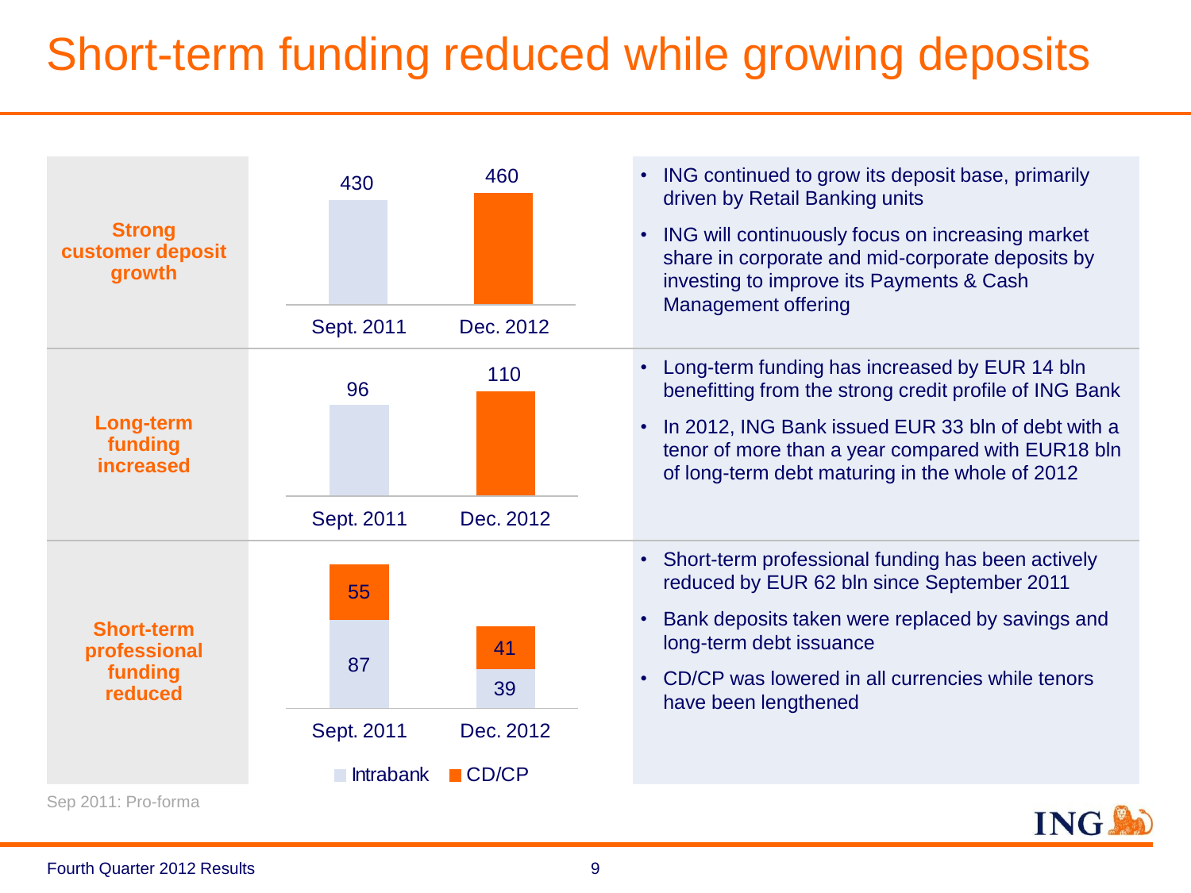# Short-term funding reduced while growing deposits

**Strong customer deposit growth**

430
460
Sept. 2011
Dec. 2012

- ING continued to grow its deposit base, primarily driven by Retail Banking units
- ING will continuously focus on increasing market share in corporate and mid-corporate deposits by investing to improve its Payments & Cash Management offering

**Long-term funding increased**

96
110
Sept. 2011
Dec. 2012

- Long-term funding has increased by EUR 14 bln benefitting from the strong credit profile of ING Bank
- In 2012, ING Bank issued EUR 33 bln of debt with a tenor of more than a year compared with EUR18 bln of long-term debt maturing in the whole of 2012

**Short-term professional funding reduced**

55
87
41
39
Sept. 2011
Dec. 2012
Intrabank
CD/CP

- Short-term professional funding has been actively reduced by EUR 62 bln since September 2011
- Bank deposits taken were replaced by savings and long-term debt issuance
- CD/CP was lowered in all currencies while tenors have been lengthened

Sep 2011: Pro-forma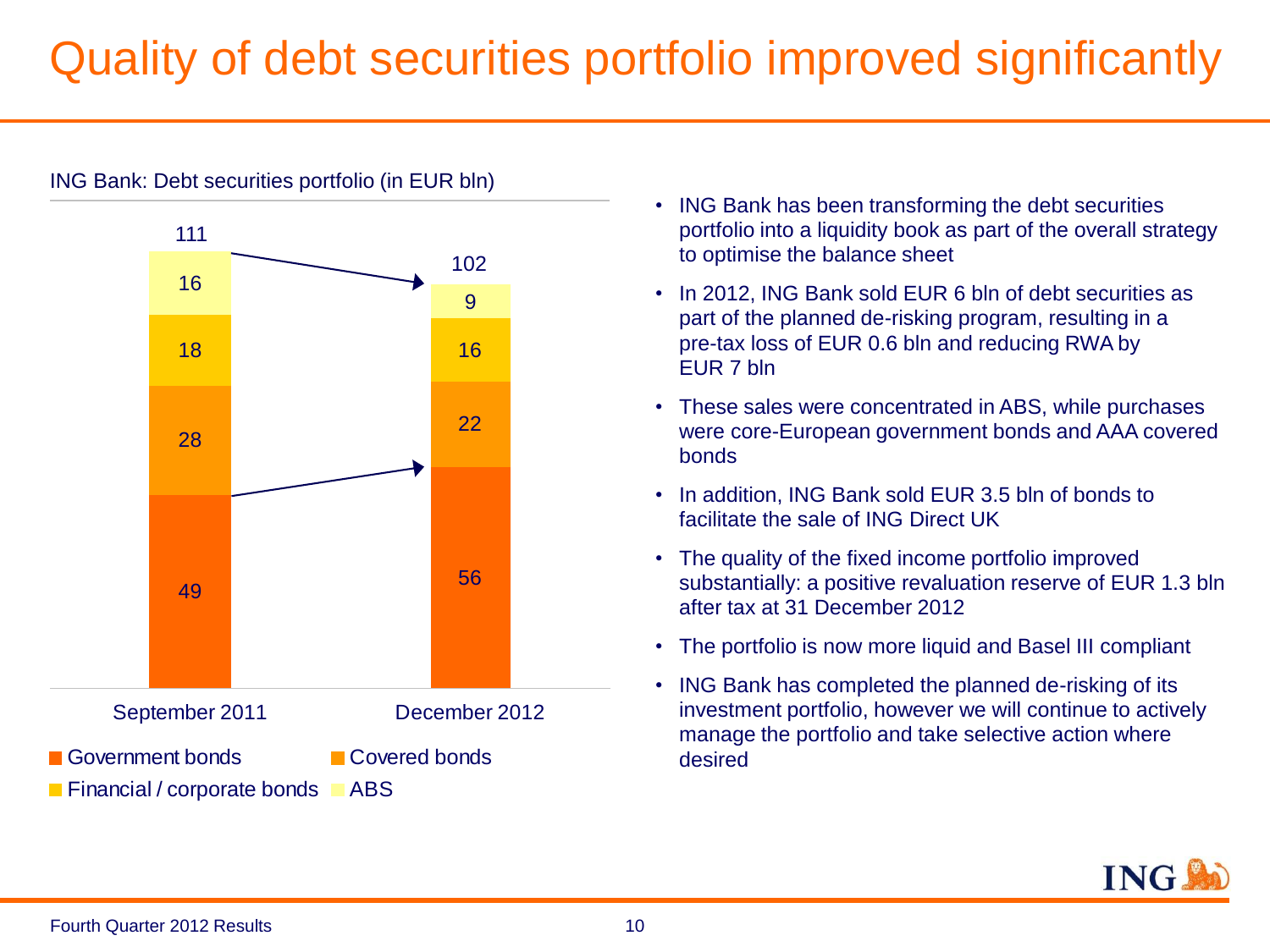# Quality of debt securities portfolio improved significantly

ING Bank: Debt securities portfolio (in EUR bln)

September 2011: 111
16
18
28
49

December 2012: 102
9
16
22
56

Government bonds
Covered bonds
Financial / corporate bonds
ABS

- ING Bank has been transforming the debt securities portfolio into a liquidity book as part of the overall strategy to optimise the balance sheet
- In 2012, ING Bank sold EUR 6 bln of debt securities as part of the planned de-risking program, resulting in a pre-tax loss of EUR 0.6 bln and reducing RWA by EUR 7 bln
- These sales were concentrated in ABS, while purchases were core-European government bonds and AAA covered bonds
- In addition, ING Bank sold EUR 3.5 bln of bonds to facilitate the sale of ING Direct UK
- The quality of the fixed income portfolio improved substantially: a positive revaluation reserve of EUR 1.3 bln after tax at 31 December 2012
- The portfolio is now more liquid and Basel III compliant
- ING Bank has completed the planned de-risking of its investment portfolio, however we will continue to actively manage the portfolio and take selective action where desired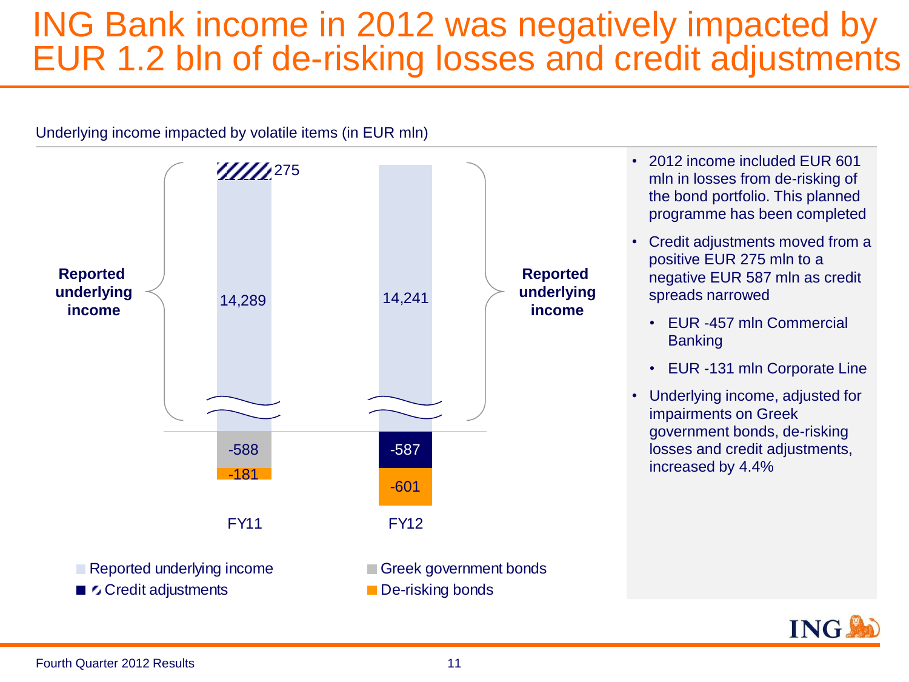# ING Bank income in 2012 was negatively impacted by EUR 1.2 bln of de-risking losses and credit adjustments

Underlying income impacted by volatile items (in EUR mln)

Reported underlying income

275

14,289

-588

-181

FY11

14,241

-587

-601

FY12

Reported underlying income

Reported underlying income

Credit adjustments

Greek government bonds

De-risking bonds

- 2012 income included EUR 601 mln in losses from de-risking of the bond portfolio. This planned programme has been completed
- Credit adjustments moved from a positive EUR 275 mln to a negative EUR 587 mln as credit spreads narrowed
  - EUR -457 mln Commercial Banking
  - EUR -131 mln Corporate Line
- Underlying income, adjusted for impairments on Greek government bonds, de-risking losses and credit adjustments, increased by 4.4%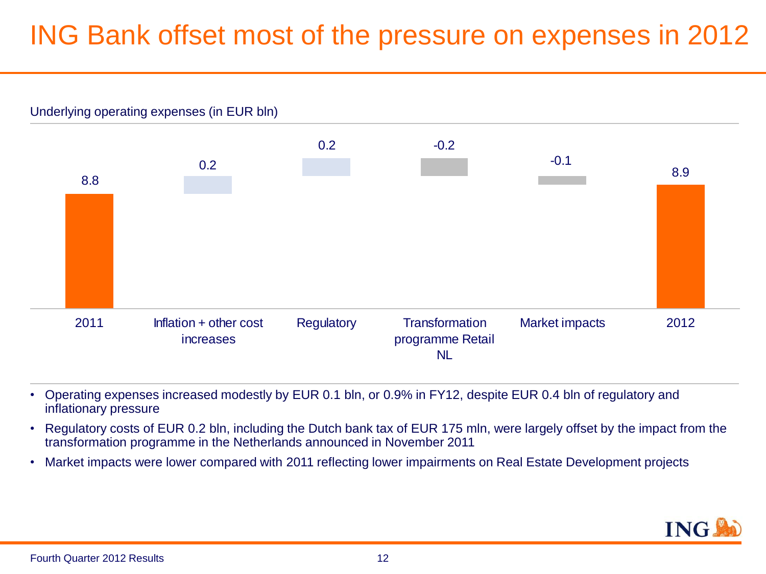# ING Bank offset most of the pressure on expenses in 2012

Underlying operating expenses (in EUR bln)

| 2011 | Inflation + other cost increases | Regulatory | Transformation programme Retail NL | Market impacts | 2012 |
|---|---|---|---|---|---|
| 8.8 | 0.2 | 0.2 | -0.2 | -0.1 | 8.9 |

- Operating expenses increased modestly by EUR 0.1 bln, or 0.9% in FY12, despite EUR 0.4 bln of regulatory and inflationary pressure
- Regulatory costs of EUR 0.2 bln, including the Dutch bank tax of EUR 175 mln, were largely offset by the impact from the transformation programme in the Netherlands announced in November 2011
- Market impacts were lower compared with 2011 reflecting lower impairments on Real Estate Development projects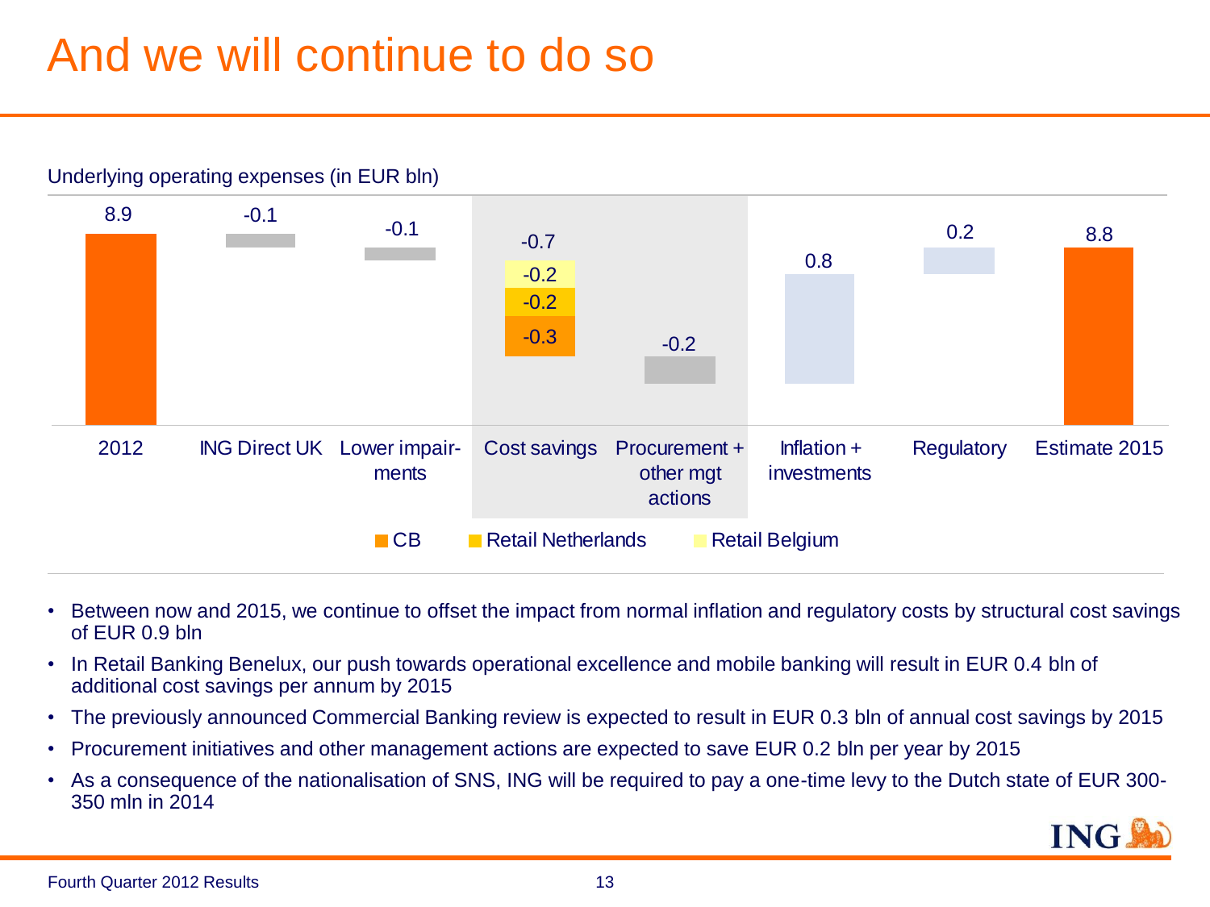# And we will continue to do so

Underlying operating expenses (in EUR bln)

8.9
-0.1
-0.1
-0.7
-0.2
-0.2
-0.3
-0.2
0.8
0.2
8.8

2012
ING Direct UK
Lower impair-ments
Cost savings
Procurement + other mgt actions
Inflation + investments
Regulatory
Estimate 2015

CB
Retail Netherlands
Retail Belgium

- Between now and 2015, we continue to offset the impact from normal inflation and regulatory costs by structural cost savings of EUR 0.9 bln
- In Retail Banking Benelux, our push towards operational excellence and mobile banking will result in EUR 0.4 bln of additional cost savings per annum by 2015
- The previously announced Commercial Banking review is expected to result in EUR 0.3 bln of annual cost savings by 2015
- Procurement initiatives and other management actions are expected to save EUR 0.2 bln per year by 2015
- As a consequence of the nationalisation of SNS, ING will be required to pay a one-time levy to the Dutch state of EUR 300-350 mln in 2014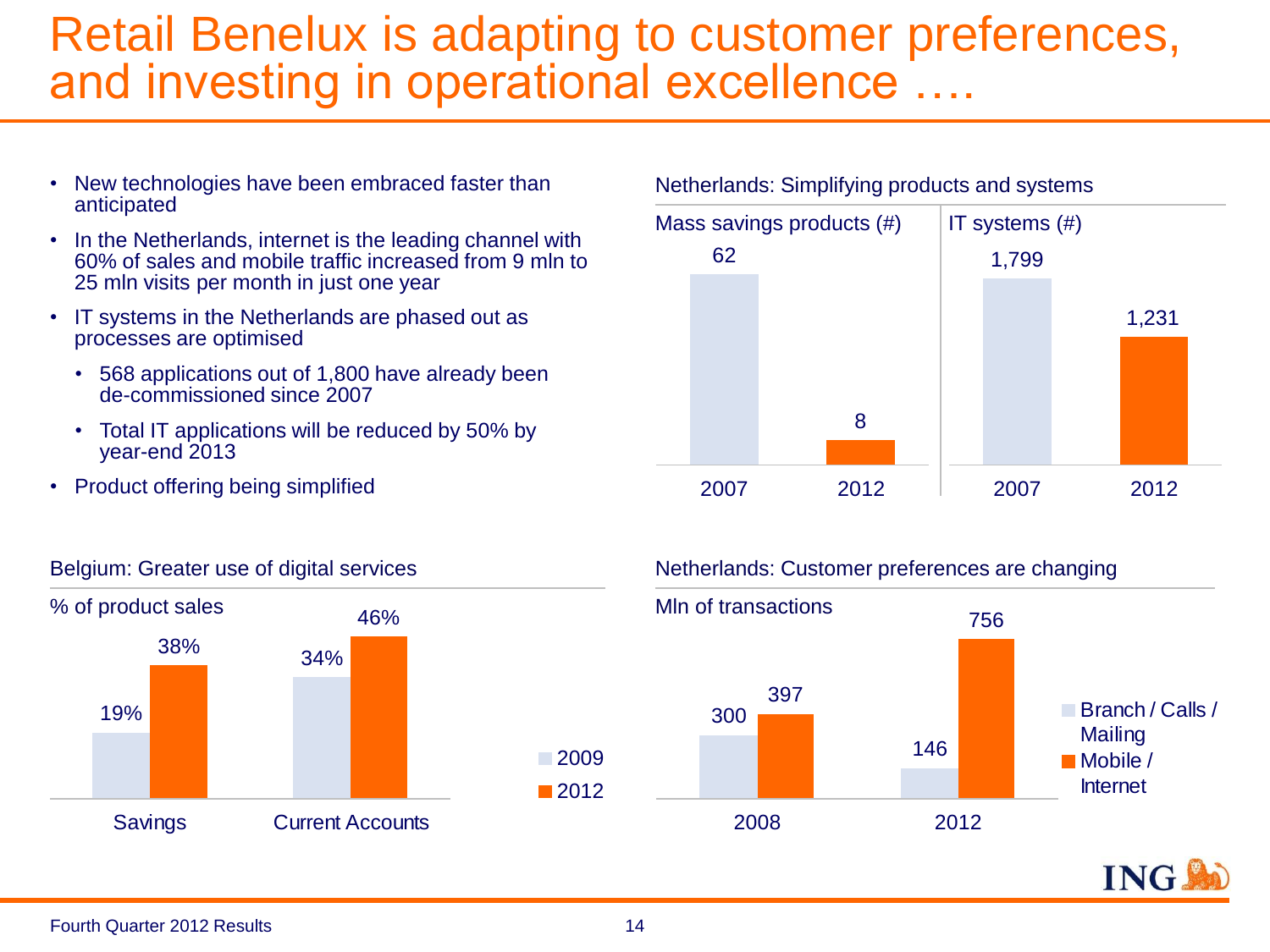# Retail Benelux is adapting to customer preferences, and investing in operational excellence ….

- New technologies have been embraced faster than anticipated
- In the Netherlands, internet is the leading channel with 60% of sales and mobile traffic increased from 9 mln to 25 mln visits per month in just one year
- IT systems in the Netherlands are phased out as processes are optimised
  - 568 applications out of 1,800 have already been de-commissioned since 2007
  - Total IT applications will be reduced by 50% by year-end 2013
- Product offering being simplified

### Netherlands: Simplifying products and systems

Mass savings products (#)

62
8
2007
2012

IT systems (#)

1,799
1,231
2007
2012

### Belgium: Greater use of digital services

% of product sales

19%
38%
34%
46%
Savings
Current Accounts
2009
2012

### Netherlands: Customer preferences are changing

Mln of transactions

300
397
146
756
2008
2012
Branch / Calls / Mailing
Mobile / Internet

Fourth Quarter 2012 Results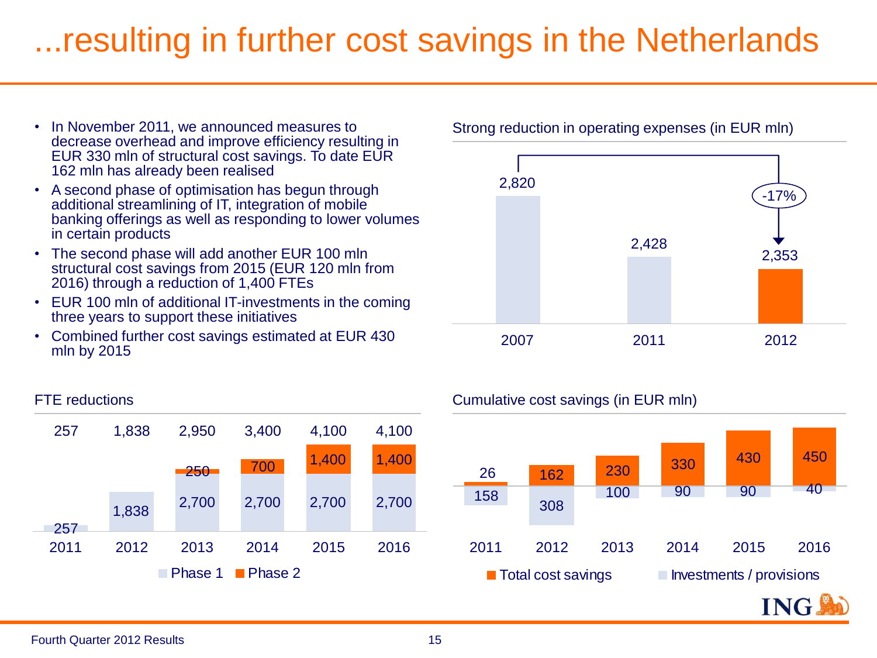# ...resulting in further cost savings in the Netherlands

- In November 2011, we announced measures to decrease overhead and improve efficiency resulting in EUR 330 mln of structural cost savings. To date EUR 162 mln has already been realised
- A second phase of optimisation has begun through additional streamlining of IT, integration of mobile banking offerings as well as responding to lower volumes in certain products
- The second phase will add another EUR 100 mln structural cost savings from 2015 (EUR 120 mln from 2016) through a reduction of 1,400 FTEs
- EUR 100 mln of additional IT-investments in the coming three years to support these initiatives
- Combined further cost savings estimated at EUR 430 mln by 2015

Strong reduction in operating expenses (in EUR mln)

2,820
2,428
2,353
-17%
2007
2011
2012

FTE reductions

257
1,838
2,950
3,400
4,100
4,100
250
700
1,400
1,400
257
1,838
2,700
2,700
2,700
2,700
2011
2012
2013
2014
2015
2016
Phase 1
Phase 2

Cumulative cost savings (in EUR mln)

26
162
230
330
430
450
158
308
100
90
90
40
2011
2012
2013
2014
2015
2016
Total cost savings
Investments / provisions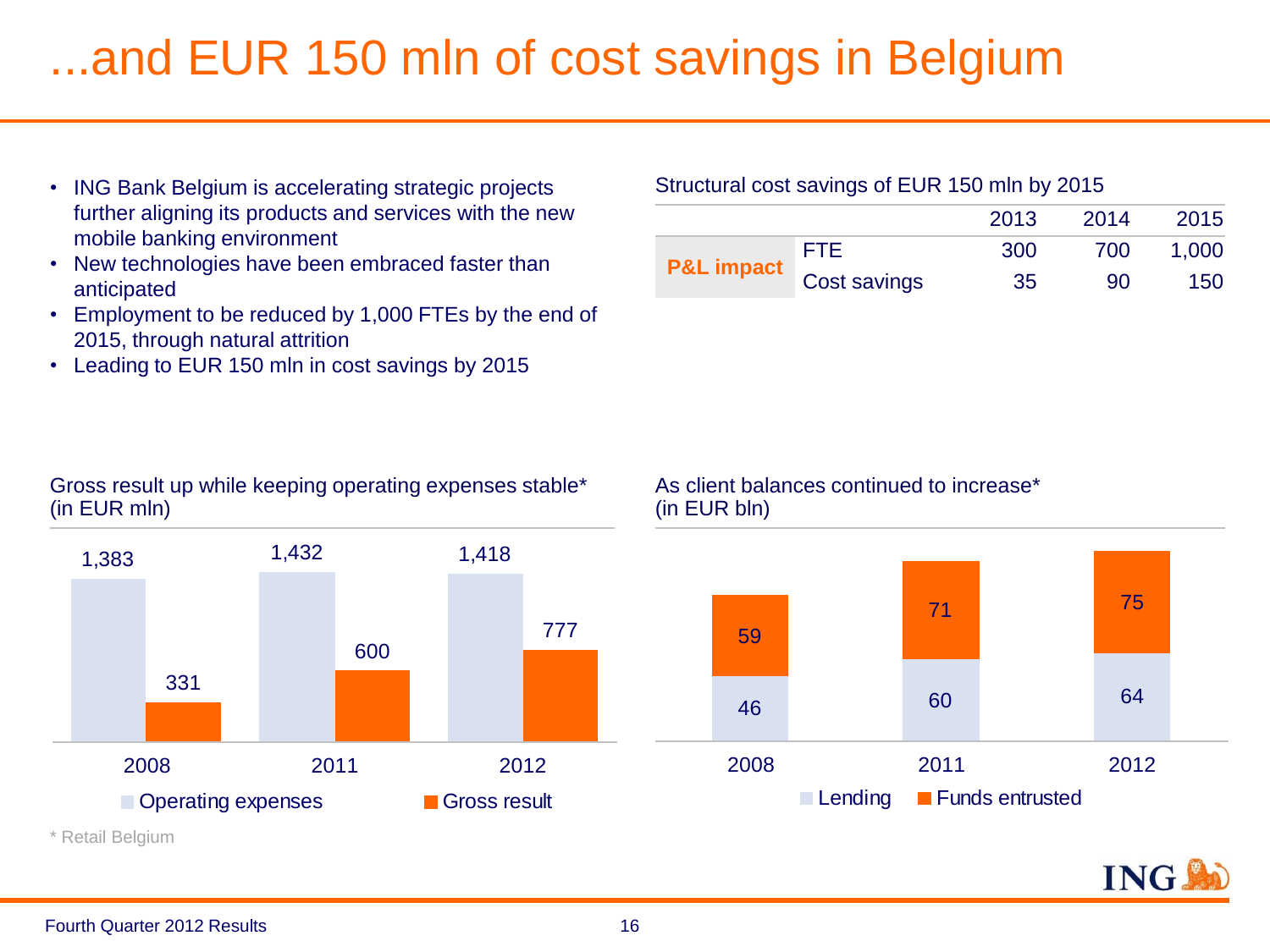# ...and EUR 150 mln of cost savings in Belgium

- ING Bank Belgium is accelerating strategic projects further aligning its products and services with the new mobile banking environment
- New technologies have been embraced faster than anticipated
- Employment to be reduced by 1,000 FTEs by the end of 2015, through natural attrition
- Leading to EUR 150 mln in cost savings by 2015

Structural cost savings of EUR 150 mln by 2015

| | | 2013 | 2014 | 2015 |
|---|---|---|---|---|
| **P&L impact** | FTE | 300 | 700 | 1,000 |
| | Cost savings | 35 | 90 | 150 |

Gross result up while keeping operating expenses stable*
(in EUR mln)

2008: 1,383; 331
2011: 1,432; 600
2012: 1,418; 777

Operating expenses
Gross result

As client balances continued to increase*
(in EUR bln)

2008: 46; 59
2011: 60; 71
2012: 64; 75

Lending
Funds entrusted

* Retail Belgium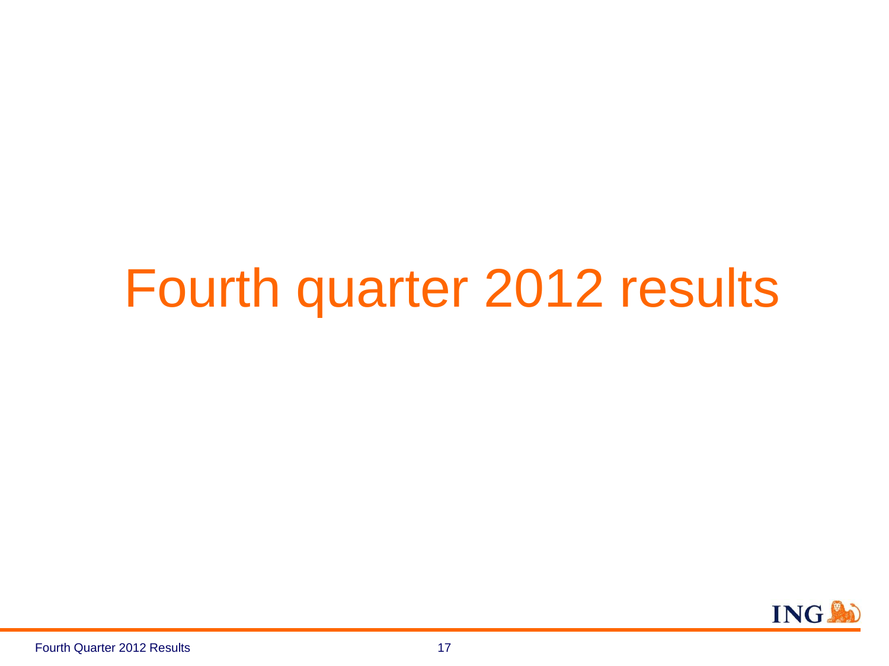# Fourth quarter 2012 results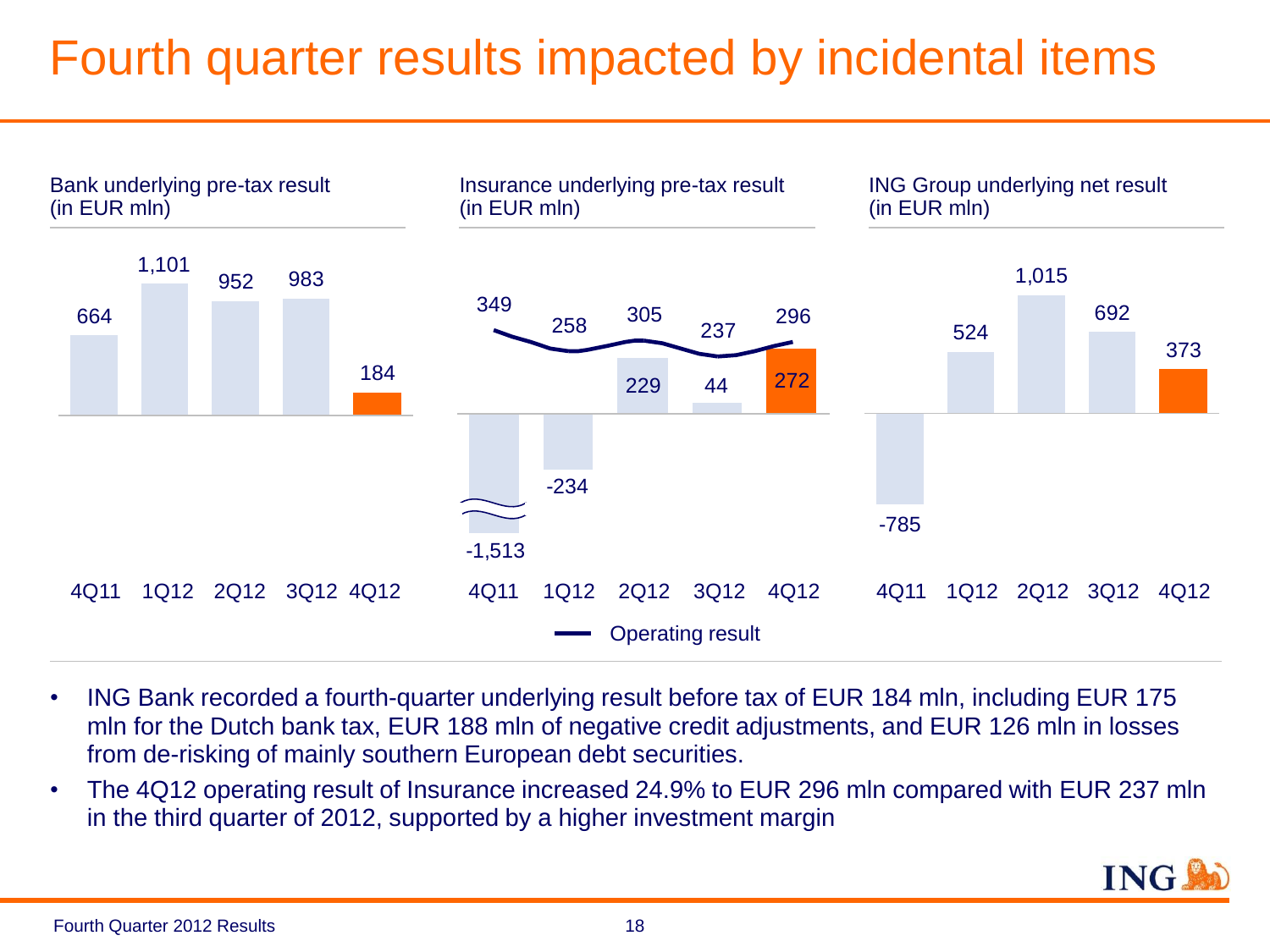# Fourth quarter results impacted by incidental items

Bank underlying pre-tax result
(in EUR mln)

664
1,101
952
983
184

4Q11 1Q12 2Q12 3Q12 4Q12

Insurance underlying pre-tax result
(in EUR mln)

349
258
305
237
296

-1,513
-234
229
44
272

4Q11 1Q12 2Q12 3Q12 4Q12

Operating result

ING Group underlying net result
(in EUR mln)

-785
524
1,015
692
373

4Q11 1Q12 2Q12 3Q12 4Q12

- ING Bank recorded a fourth-quarter underlying result before tax of EUR 184 mln, including EUR 175 mln for the Dutch bank tax, EUR 188 mln of negative credit adjustments, and EUR 126 mln in losses from de-risking of mainly southern European debt securities.
- The 4Q12 operating result of Insurance increased 24.9% to EUR 296 mln compared with EUR 237 mln in the third quarter of 2012, supported by a higher investment margin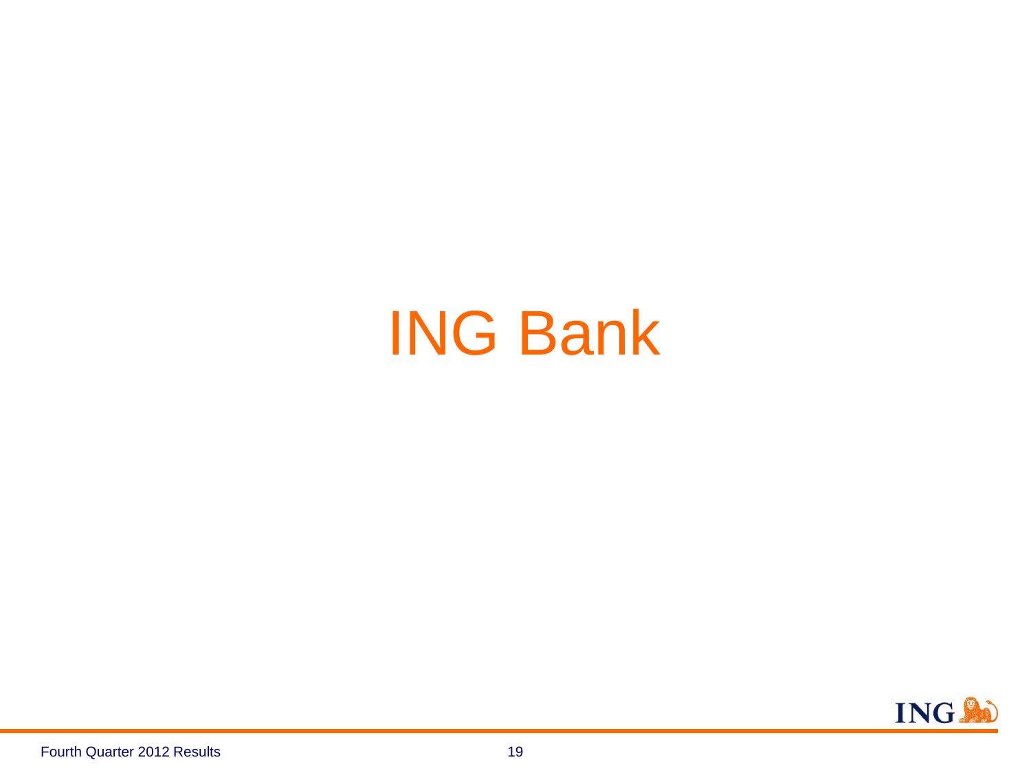# ING Bank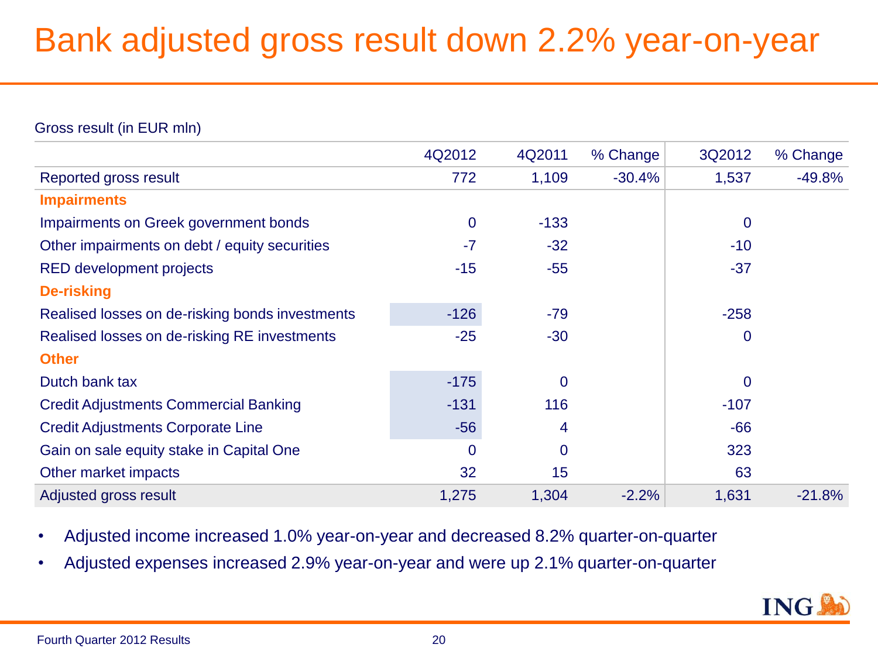# Bank adjusted gross result down 2.2% year-on-year

Gross result (in EUR mln)

| | 4Q2012 | 4Q2011 | % Change | 3Q2012 | % Change |
|---|---|---|---|---|---|
| Reported gross result | 772 | 1,109 | -30.4% | 1,537 | -49.8% |
| **Impairments** | | | | | |
| Impairments on Greek government bonds | 0 | -133 | | 0 | |
| Other impairments on debt / equity securities | -7 | -32 | | -10 | |
| RED development projects | -15 | -55 | | -37 | |
| **De-risking** | | | | | |
| Realised losses on de-risking bonds investments | -126 | -79 | | -258 | |
| Realised losses on de-risking RE investments | -25 | -30 | | 0 | |
| **Other** | | | | | |
| Dutch bank tax | -175 | 0 | | 0 | |
| Credit Adjustments Commercial Banking | -131 | 116 | | -107 | |
| Credit Adjustments Corporate Line | -56 | 4 | | -66 | |
| Gain on sale equity stake in Capital One | 0 | 0 | | 323 | |
| Other market impacts | 32 | 15 | | 63 | |
| Adjusted gross result | 1,275 | 1,304 | -2.2% | 1,631 | -21.8% |

- Adjusted income increased 1.0% year-on-year and decreased 8.2% quarter-on-quarter
- Adjusted expenses increased 2.9% year-on-year and were up 2.1% quarter-on-quarter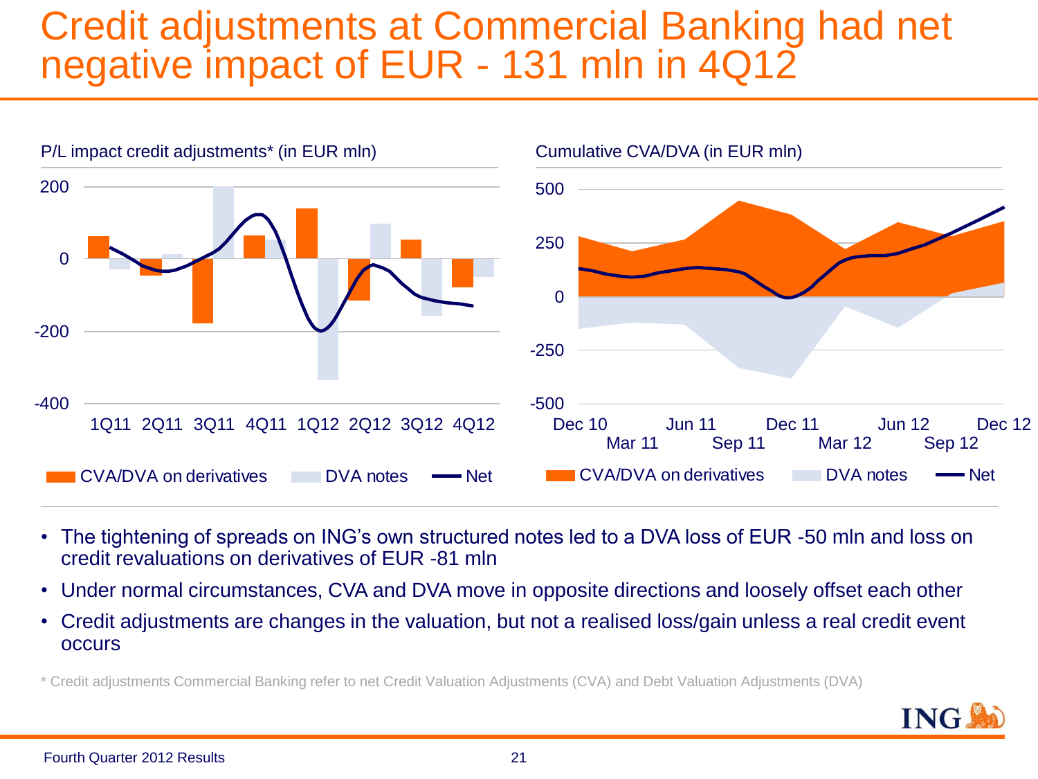# Credit adjustments at Commercial Banking had net negative impact of EUR - 131 mln in 4Q12

P/L impact credit adjustments* (in EUR mln)

200
0
-200
-400

1Q11 2Q11 3Q11 4Q11 1Q12 2Q12 3Q12 4Q12

CVA/DVA on derivatives   DVA notes   Net

Cumulative CVA/DVA (in EUR mln)

500
250
0
-250
-500

Dec 10 Mar 11 Jun 11 Sep 11 Dec 11 Mar 12 Jun 12 Sep 12 Dec 12

CVA/DVA on derivatives   DVA notes   Net

- The tightening of spreads on ING's own structured notes led to a DVA loss of EUR -50 mln and loss on credit revaluations on derivatives of EUR -81 mln
- Under normal circumstances, CVA and DVA move in opposite directions and loosely offset each other
- Credit adjustments are changes in the valuation, but not a realised loss/gain unless a real credit event occurs

\* Credit adjustments Commercial Banking refer to net Credit Valuation Adjustments (CVA) and Debt Valuation Adjustments (DVA)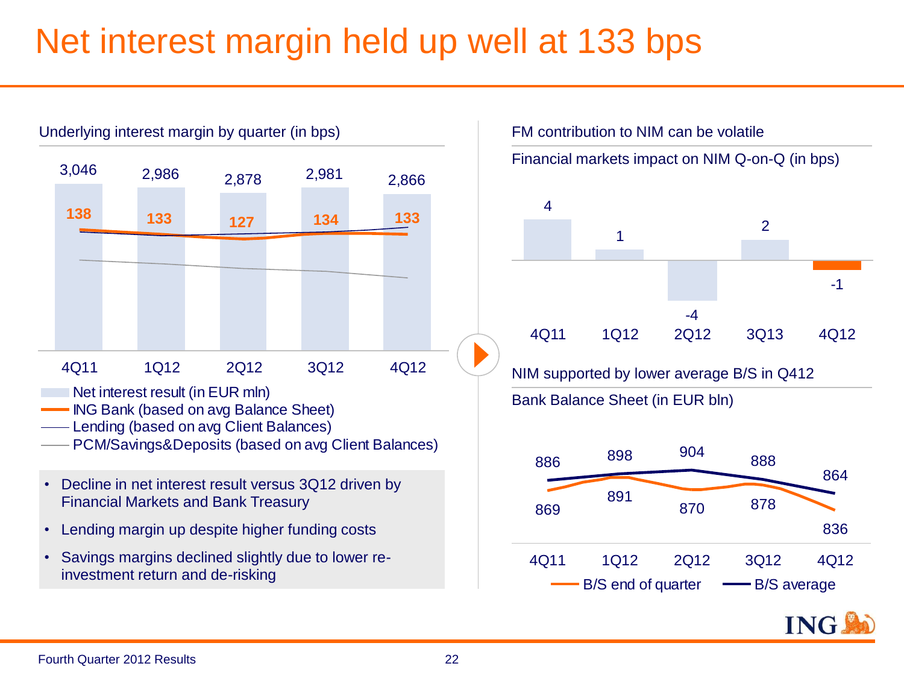# Net interest margin held up well at 133 bps

## Underlying interest margin by quarter (in bps)

3,046
2,986
2,878
2,981
2,866

138
133
127
134
133

4Q11
1Q12
2Q12
3Q12
4Q12

Net interest result (in EUR mln)
ING Bank (based on avg Balance Sheet)
Lending (based on avg Client Balances)
PCM/Savings&Deposits (based on avg Client Balances)

- Decline in net interest result versus 3Q12 driven by Financial Markets and Bank Treasury
- Lending margin up despite higher funding costs
- Savings margins declined slightly due to lower re-investment return and de-risking

## FM contribution to NIM can be volatile

Financial markets impact on NIM Q-on-Q (in bps)

4
1
-4
2
-1

4Q11
1Q12
2Q12
3Q13
4Q12

## NIM supported by lower average B/S in Q412

Bank Balance Sheet (in EUR bln)

886
898
904
888
864

869
891
870
878
836

4Q11
1Q12
2Q12
3Q12
4Q12

B/S end of quarter
B/S average

Fourth Quarter 2012 Results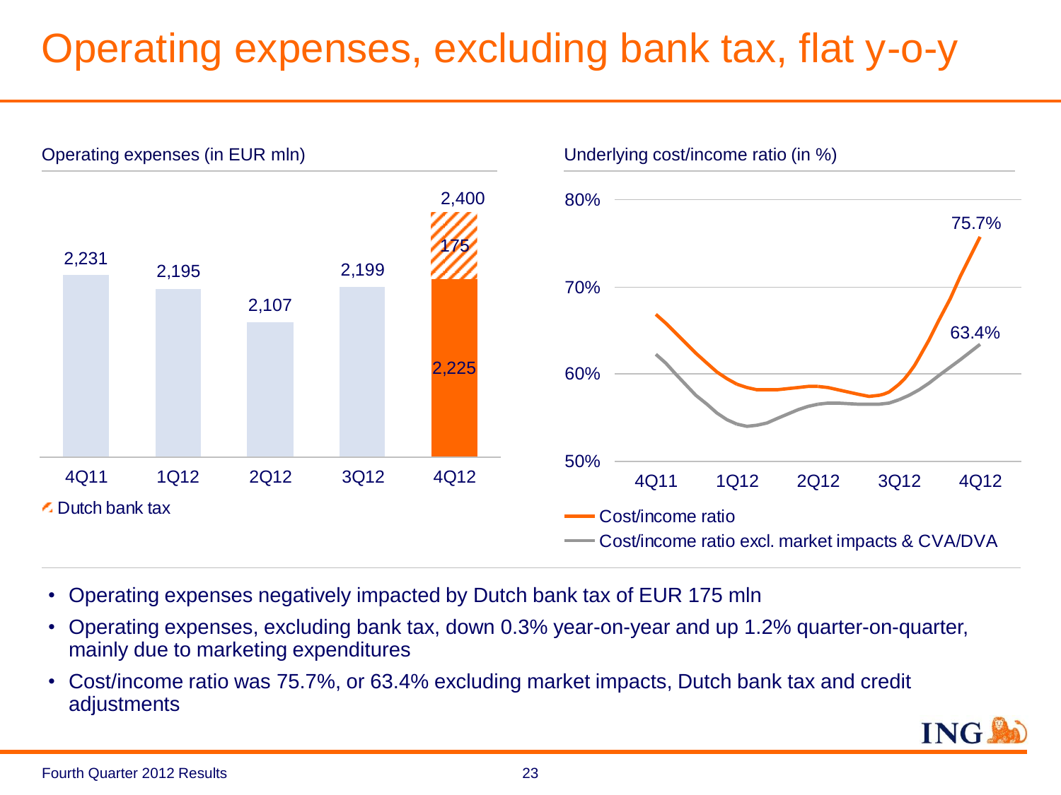# Operating expenses, excluding bank tax, flat y-o-y

Operating expenses (in EUR mln)

2,231
2,195
2,107
2,199
2,400
175
2,225

4Q11 1Q12 2Q12 3Q12 4Q12

Dutch bank tax

Underlying cost/income ratio (in %)

80%
70%
60%
50%

75.7%
63.4%

4Q11 1Q12 2Q12 3Q12 4Q12

Cost/income ratio

Cost/income ratio excl. market impacts & CVA/DVA

- Operating expenses negatively impacted by Dutch bank tax of EUR 175 mln
- Operating expenses, excluding bank tax, down 0.3% year-on-year and up 1.2% quarter-on-quarter, mainly due to marketing expenditures
- Cost/income ratio was 75.7%, or 63.4% excluding market impacts, Dutch bank tax and credit adjustments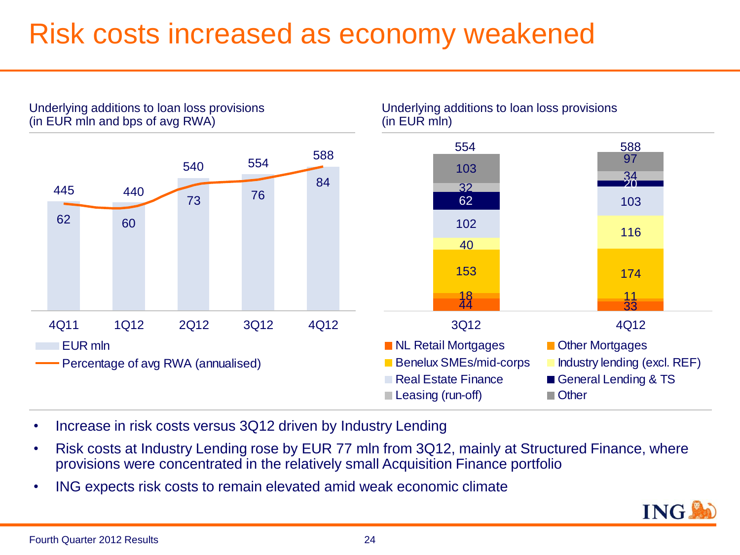# Risk costs increased as economy weakened

Underlying additions to loan loss provisions
(in EUR mln and bps of avg RWA)

445
62
440
60
540
73
554
76
588
84

4Q11
1Q12
2Q12
3Q12
4Q12

EUR mln
Percentage of avg RWA (annualised)

Underlying additions to loan loss provisions
(in EUR mln)

3Q12: 554
103
32
62
102
40
153
18
44

4Q12: 588
97
34
20
103
116
174
11
33

NL Retail Mortgages
Other Mortgages
Benelux SMEs/mid-corps
Industry lending (excl. REF)
Real Estate Finance
General Lending & TS
Leasing (run-off)
Other

- Increase in risk costs versus 3Q12 driven by Industry Lending
- Risk costs at Industry Lending rose by EUR 77 mln from 3Q12, mainly at Structured Finance, where provisions were concentrated in the relatively small Acquisition Finance portfolio
- ING expects risk costs to remain elevated amid weak economic climate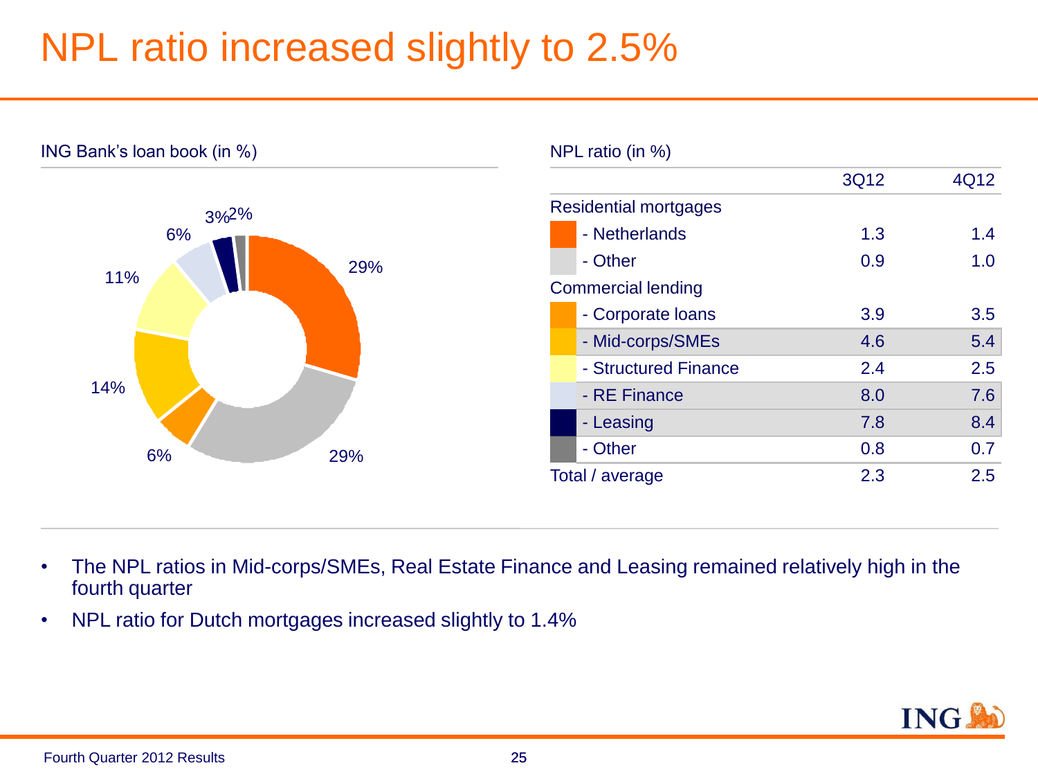# NPL ratio increased slightly to 2.5%

ING Bank's loan book (in %)

3%
2%
6%
29%
11%
14%
6%
29%

NPL ratio (in %)

| | 3Q12 | 4Q12 |
|---|---|---|
| Residential mortgages | | |
| - Netherlands | 1.3 | 1.4 |
| - Other | 0.9 | 1.0 |
| Commercial lending | | |
| - Corporate loans | 3.9 | 3.5 |
| - Mid-corps/SMEs | 4.6 | 5.4 |
| - Structured Finance | 2.4 | 2.5 |
| - RE Finance | 8.0 | 7.6 |
| - Leasing | 7.8 | 8.4 |
| - Other | 0.8 | 0.7 |
| Total / average | 2.3 | 2.5 |

- The NPL ratios in Mid-corps/SMEs, Real Estate Finance and Leasing remained relatively high in the fourth quarter
- NPL ratio for Dutch mortgages increased slightly to 1.4%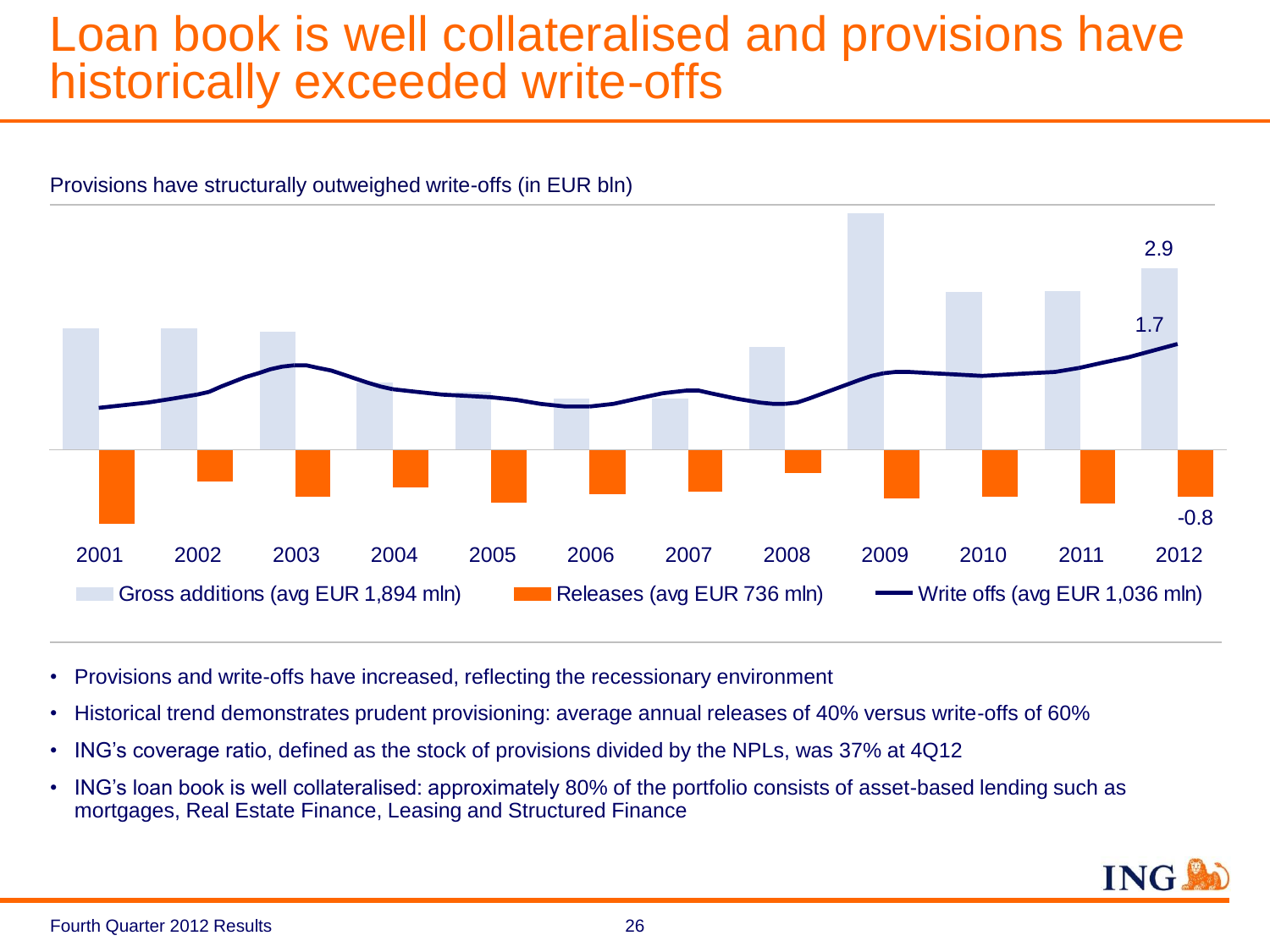# Loan book is well collateralised and provisions have historically exceeded write-offs

Provisions have structurally outweighed write-offs (in EUR bln)

2.9

1.7

-0.8

2001 2002 2003 2004 2005 2006 2007 2008 2009 2010 2011 2012

Gross additions (avg EUR 1,894 mln) Releases (avg EUR 736 mln) Write offs (avg EUR 1,036 mln)

- Provisions and write-offs have increased, reflecting the recessionary environment
- Historical trend demonstrates prudent provisioning: average annual releases of 40% versus write-offs of 60%
- ING's coverage ratio, defined as the stock of provisions divided by the NPLs, was 37% at 4Q12
- ING's loan book is well collateralised: approximately 80% of the portfolio consists of asset-based lending such as mortgages, Real Estate Finance, Leasing and Structured Finance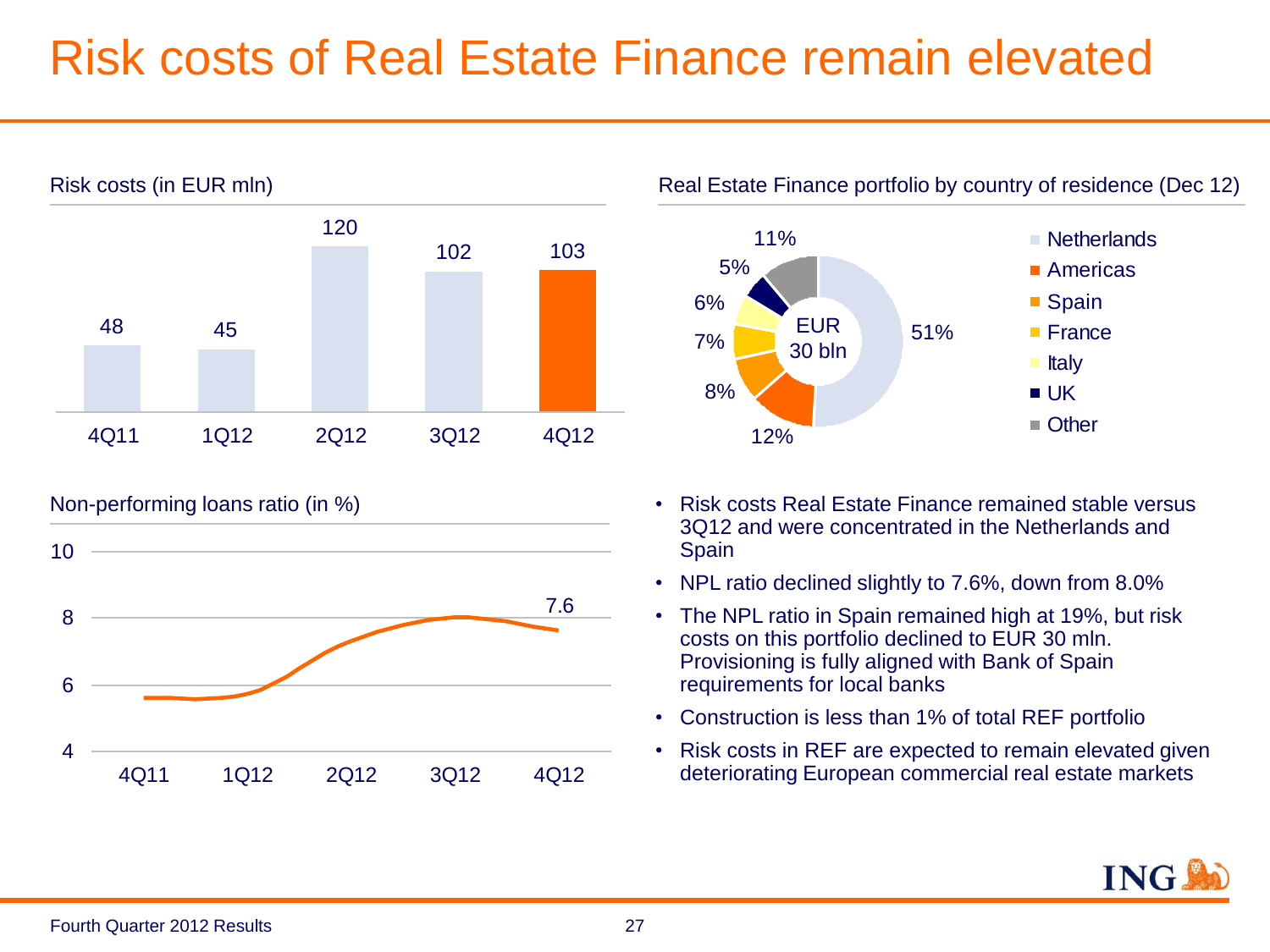# Risk costs of Real Estate Finance remain elevated

Risk costs (in EUR mln)

48
45
120
102
103

4Q11
1Q12
2Q12
3Q12
4Q12

Real Estate Finance portfolio by country of residence (Dec 12)

EUR 30 bln

51%
12%
8%
7%
6%
5%
11%

Netherlands
Americas
Spain
France
Italy
UK
Other

Non-performing loans ratio (in %)

10
8
6
4

7.6

4Q11
1Q12
2Q12
3Q12
4Q12

- Risk costs Real Estate Finance remained stable versus 3Q12 and were concentrated in the Netherlands and Spain
- NPL ratio declined slightly to 7.6%, down from 8.0%
- The NPL ratio in Spain remained high at 19%, but risk costs on this portfolio declined to EUR 30 mln. Provisioning is fully aligned with Bank of Spain requirements for local banks
- Construction is less than 1% of total REF portfolio
- Risk costs in REF are expected to remain elevated given deteriorating European commercial real estate markets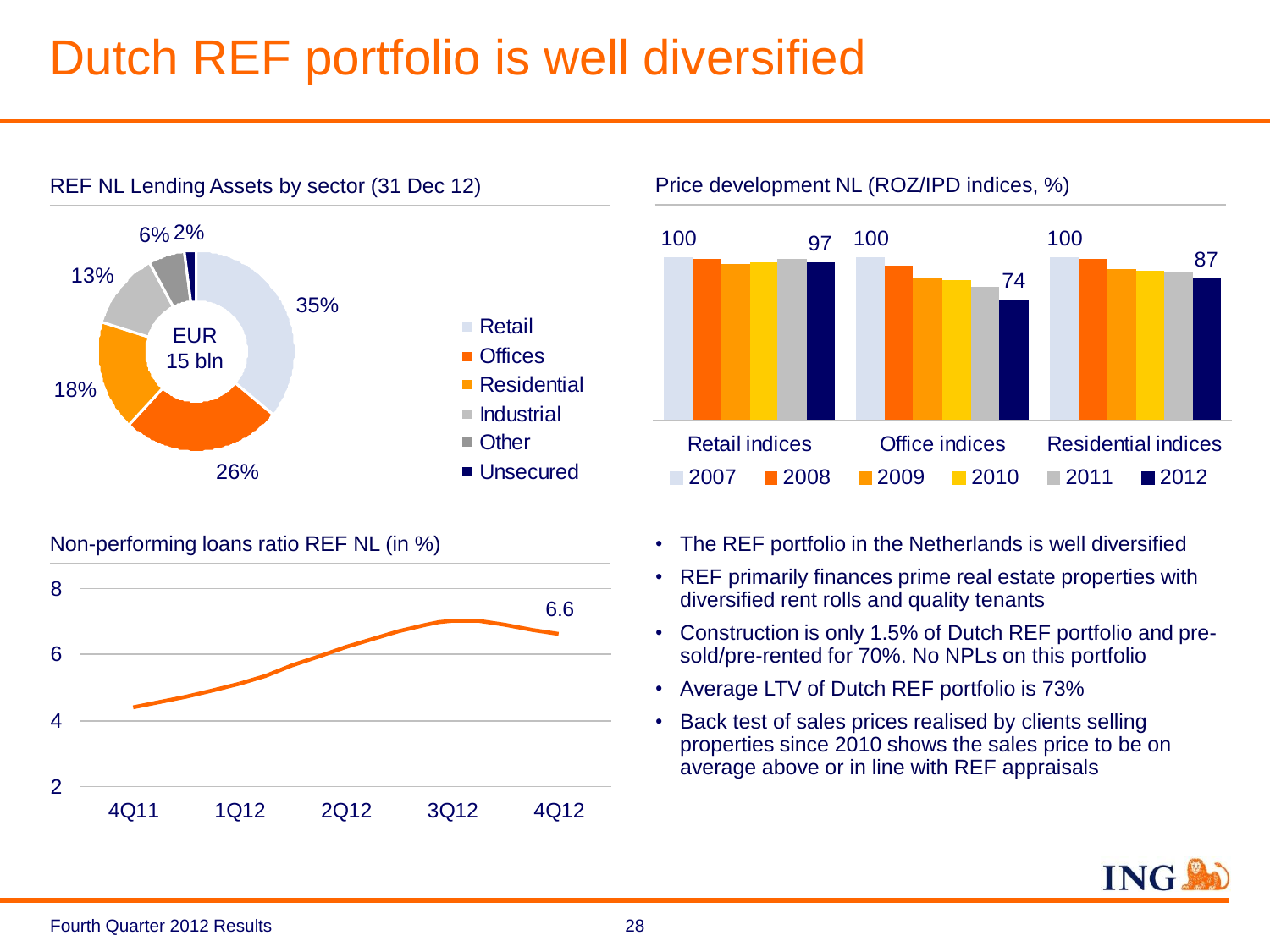# Dutch REF portfolio is well diversified

REF NL Lending Assets by sector (31 Dec 12)

EUR 15 bln

35%
26%
18%
13%
6%
2%

Retail
Offices
Residential
Industrial
Other
Unsecured

Price development NL (ROZ/IPD indices, %)

100
97
100
74
100
87

Retail indices
Office indices
Residential indices

2007
2008
2009
2010
2011
2012

Non-performing loans ratio REF NL (in %)

8
6
4
2

6.6

4Q11
1Q12
2Q12
3Q12
4Q12

- The REF portfolio in the Netherlands is well diversified
- REF primarily finances prime real estate properties with diversified rent rolls and quality tenants
- Construction is only 1.5% of Dutch REF portfolio and pre-sold/pre-rented for 70%. No NPLs on this portfolio
- Average LTV of Dutch REF portfolio is 73%
- Back test of sales prices realised by clients selling properties since 2010 shows the sales price to be on average above or in line with REF appraisals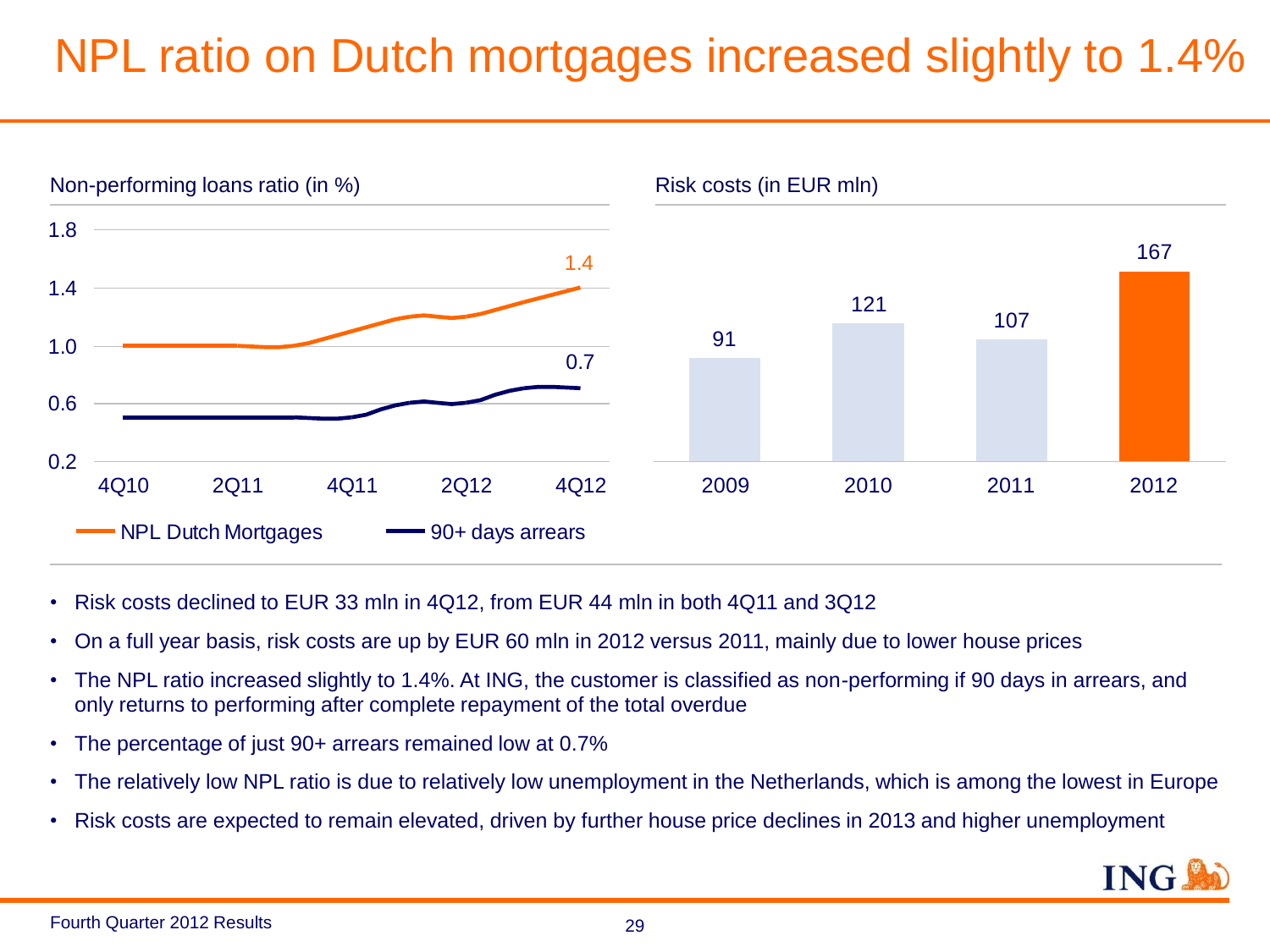# NPL ratio on Dutch mortgages increased slightly to 1.4%

Non-performing loans ratio (in %)

1.8
1.4
1.0
0.6
0.2

4Q10 2Q11 4Q11 2Q12 4Q12

1.4
0.7

NPL Dutch Mortgages
90+ days arrears

Risk costs (in EUR mln)

91 121 107 167

2009 2010 2011 2012

- Risk costs declined to EUR 33 mln in 4Q12, from EUR 44 mln in both 4Q11 and 3Q12
- On a full year basis, risk costs are up by EUR 60 mln in 2012 versus 2011, mainly due to lower house prices
- The NPL ratio increased slightly to 1.4%. At ING, the customer is classified as non-performing if 90 days in arrears, and only returns to performing after complete repayment of the total overdue
- The percentage of just 90+ arrears remained low at 0.7%
- The relatively low NPL ratio is due to relatively low unemployment in the Netherlands, which is among the lowest in Europe
- Risk costs are expected to remain elevated, driven by further house price declines in 2013 and higher unemployment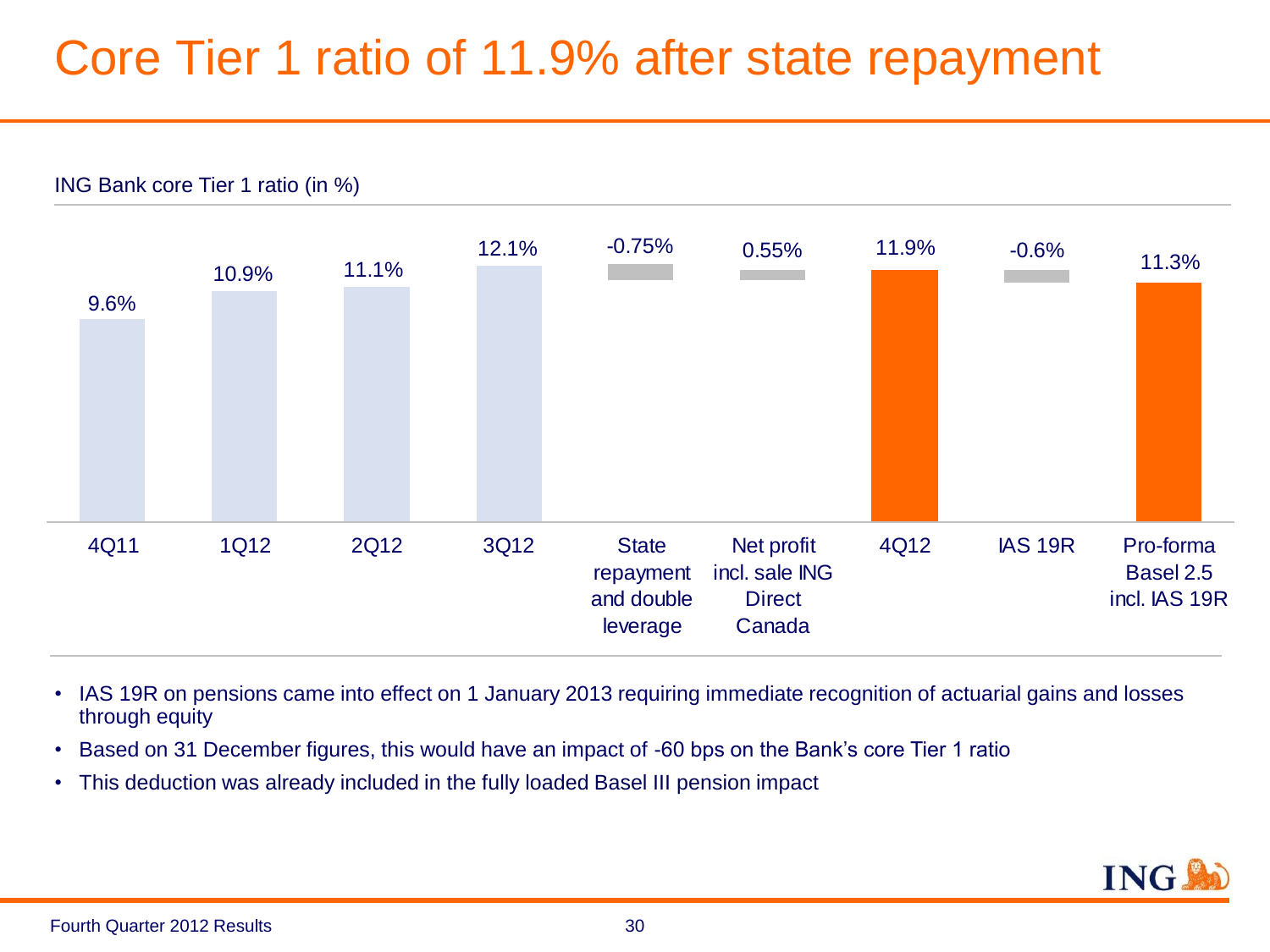# Core Tier 1 ratio of 11.9% after state repayment

ING Bank core Tier 1 ratio (in %)

| 4Q11 | 1Q12 | 2Q12 | 3Q12 | State repayment and double leverage | Net profit incl. sale ING Direct Canada | 4Q12 | IAS 19R | Pro-forma Basel 2.5 incl. IAS 19R |
|---|---|---|---|---|---|---|---|---|
| 9.6% | 10.9% | 11.1% | 12.1% | -0.75% | 0.55% | 11.9% | -0.6% | 11.3% |

- IAS 19R on pensions came into effect on 1 January 2013 requiring immediate recognition of actuarial gains and losses through equity
- Based on 31 December figures, this would have an impact of -60 bps on the Bank's core Tier 1 ratio
- This deduction was already included in the fully loaded Basel III pension impact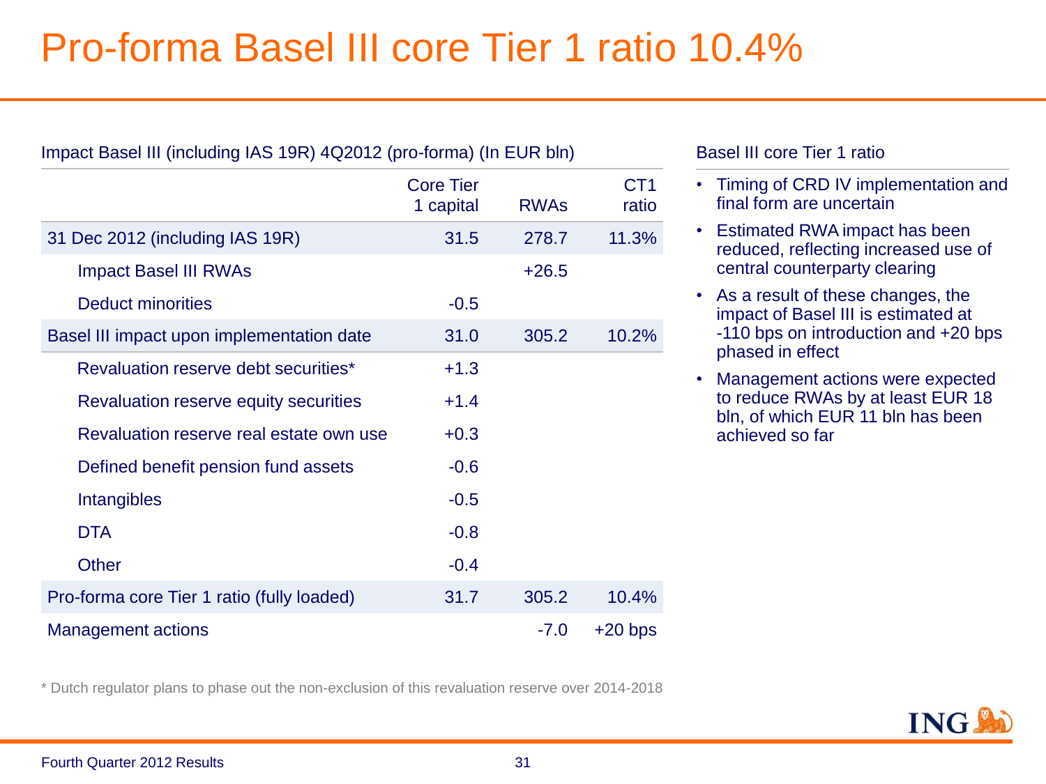# Pro-forma Basel III core Tier 1 ratio 10.4%

Impact Basel III (including IAS 19R) 4Q2012 (pro-forma) (In EUR bln)

| | Core Tier 1 capital | RWAs | CT1 ratio |
|---|---|---|---|
| 31 Dec 2012 (including IAS 19R) | 31.5 | 278.7 | 11.3% |
| Impact Basel III RWAs | | +26.5 | |
| Deduct minorities | -0.5 | | |
| Basel III impact upon implementation date | 31.0 | 305.2 | 10.2% |
| Revaluation reserve debt securities* | +1.3 | | |
| Revaluation reserve equity securities | +1.4 | | |
| Revaluation reserve real estate own use | +0.3 | | |
| Defined benefit pension fund assets | -0.6 | | |
| Intangibles | -0.5 | | |
| DTA | -0.8 | | |
| Other | -0.4 | | |
| Pro-forma core Tier 1 ratio (fully loaded) | 31.7 | 305.2 | 10.4% |
| Management actions | | -7.0 | +20 bps |

\* Dutch regulator plans to phase out the non-exclusion of this revaluation reserve over 2014-2018

Basel III core Tier 1 ratio

- Timing of CRD IV implementation and final form are uncertain
- Estimated RWA impact has been reduced, reflecting increased use of central counterparty clearing
- As a result of these changes, the impact of Basel III is estimated at -110 bps on introduction and +20 bps phased in effect
- Management actions were expected to reduce RWAs by at least EUR 18 bln, of which EUR 11 bln has been achieved so far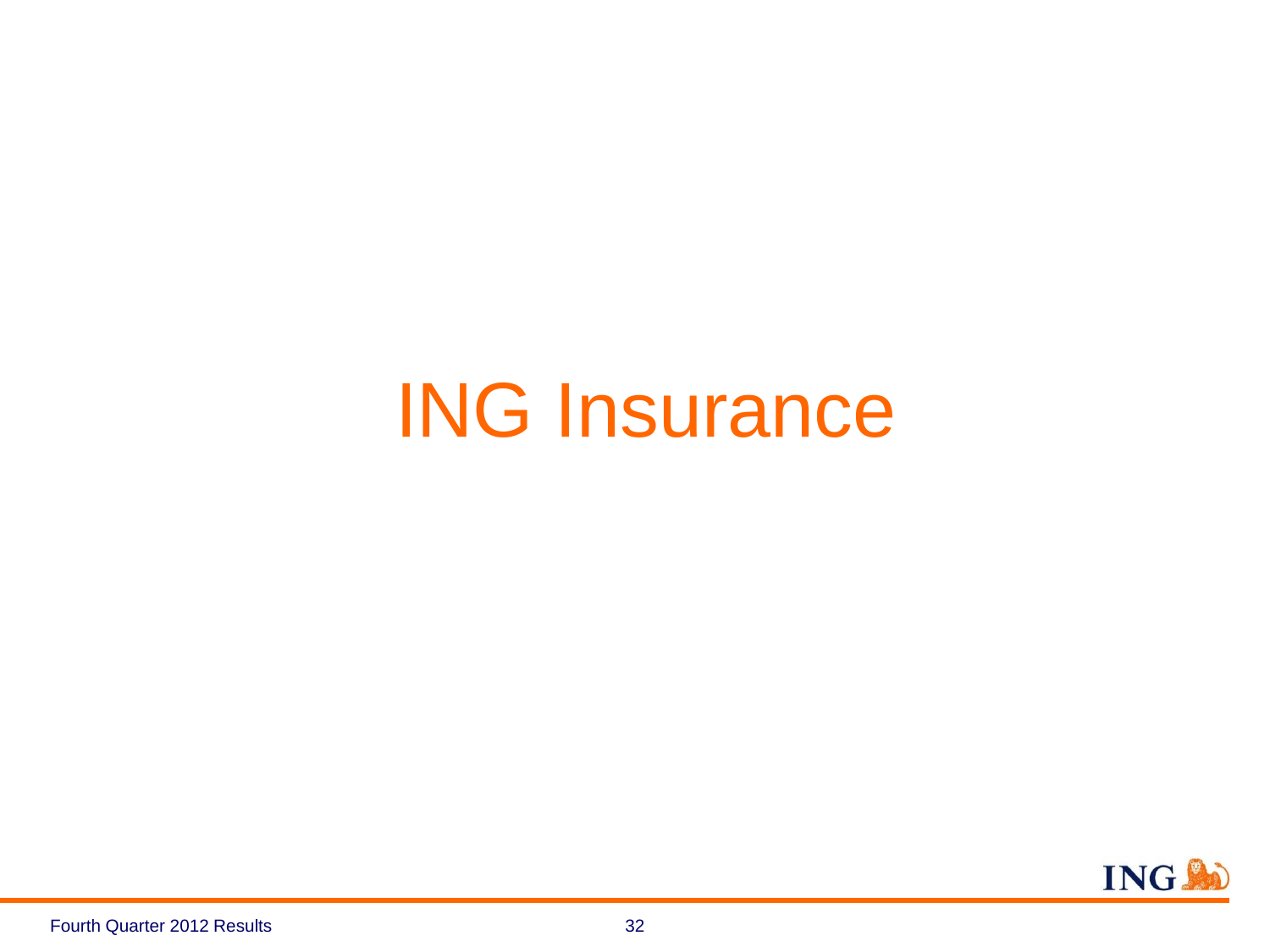# ING Insurance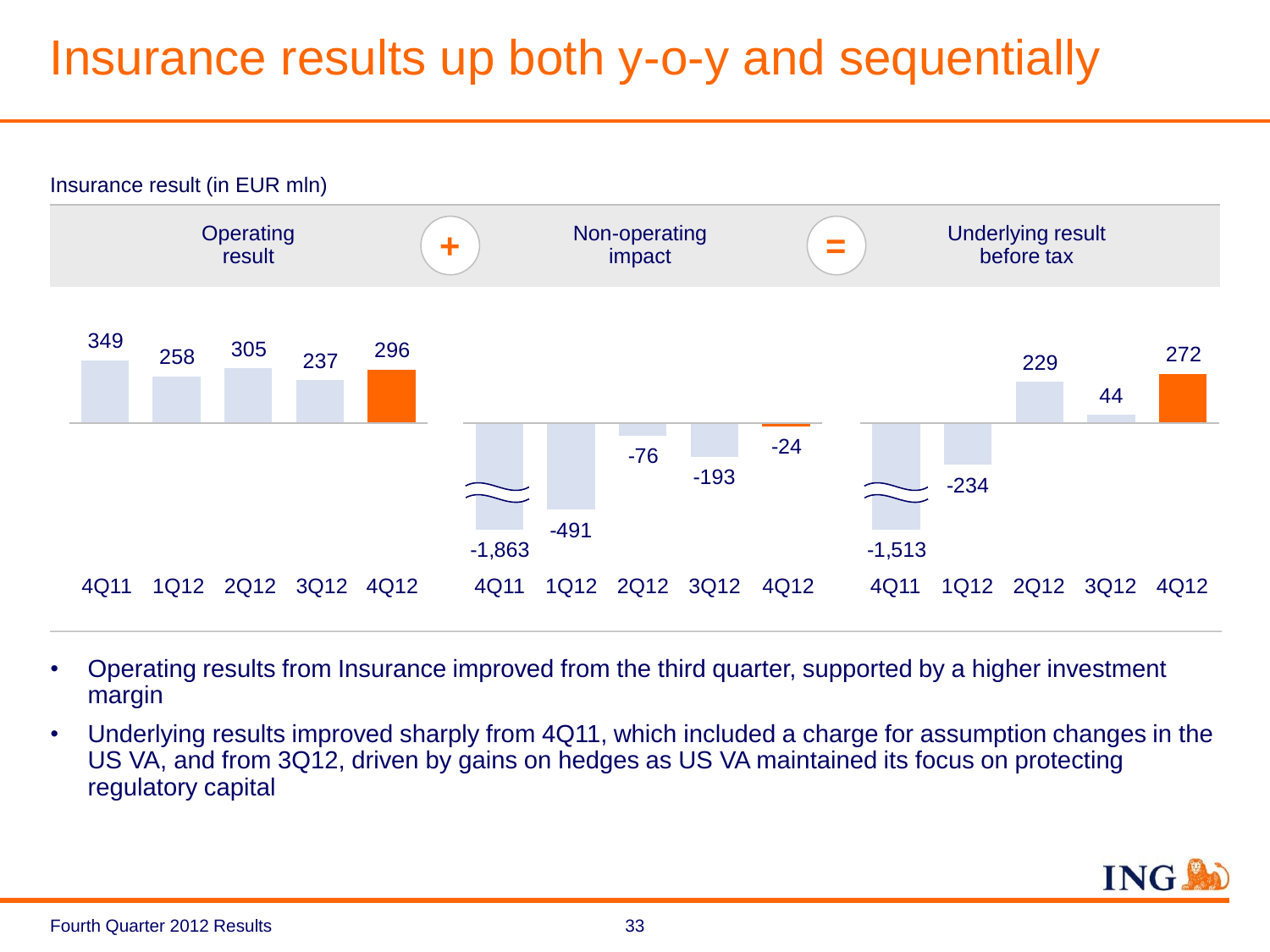# Insurance results up both y-o-y and sequentially

Insurance result (in EUR mln)

| | 4Q11 | 1Q12 | 2Q12 | 3Q12 | 4Q12 |
|---|---|---|---|---|---|
| Operating result | 349 | 258 | 305 | 237 | 296 |
| + Non-operating impact | -1,863 | -491 | -76 | -193 | -24 |
| = Underlying result before tax | -1,513 | -234 | 229 | 44 | 272 |

- Operating results from Insurance improved from the third quarter, supported by a higher investment margin
- Underlying results improved sharply from 4Q11, which included a charge for assumption changes in the US VA, and from 3Q12, driven by gains on hedges as US VA maintained its focus on protecting regulatory capital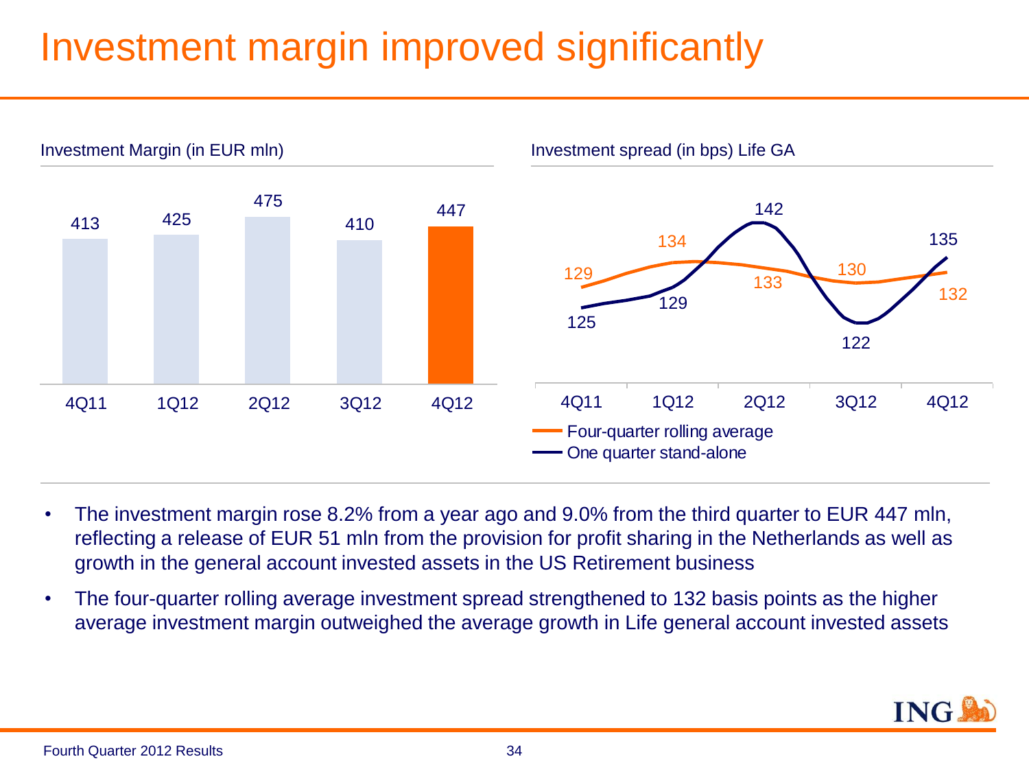# Investment margin improved significantly

Investment Margin (in EUR mln)

413 425 475 410 447

4Q11 1Q12 2Q12 3Q12 4Q12

Investment spread (in bps) Life GA

129 134 133 130 132

125 129 142 122 135

4Q11 1Q12 2Q12 3Q12 4Q12

Four-quarter rolling average

One quarter stand-alone

- The investment margin rose 8.2% from a year ago and 9.0% from the third quarter to EUR 447 mln, reflecting a release of EUR 51 mln from the provision for profit sharing in the Netherlands as well as growth in the general account invested assets in the US Retirement business
- The four-quarter rolling average investment spread strengthened to 132 basis points as the higher average investment margin outweighed the average growth in Life general account invested assets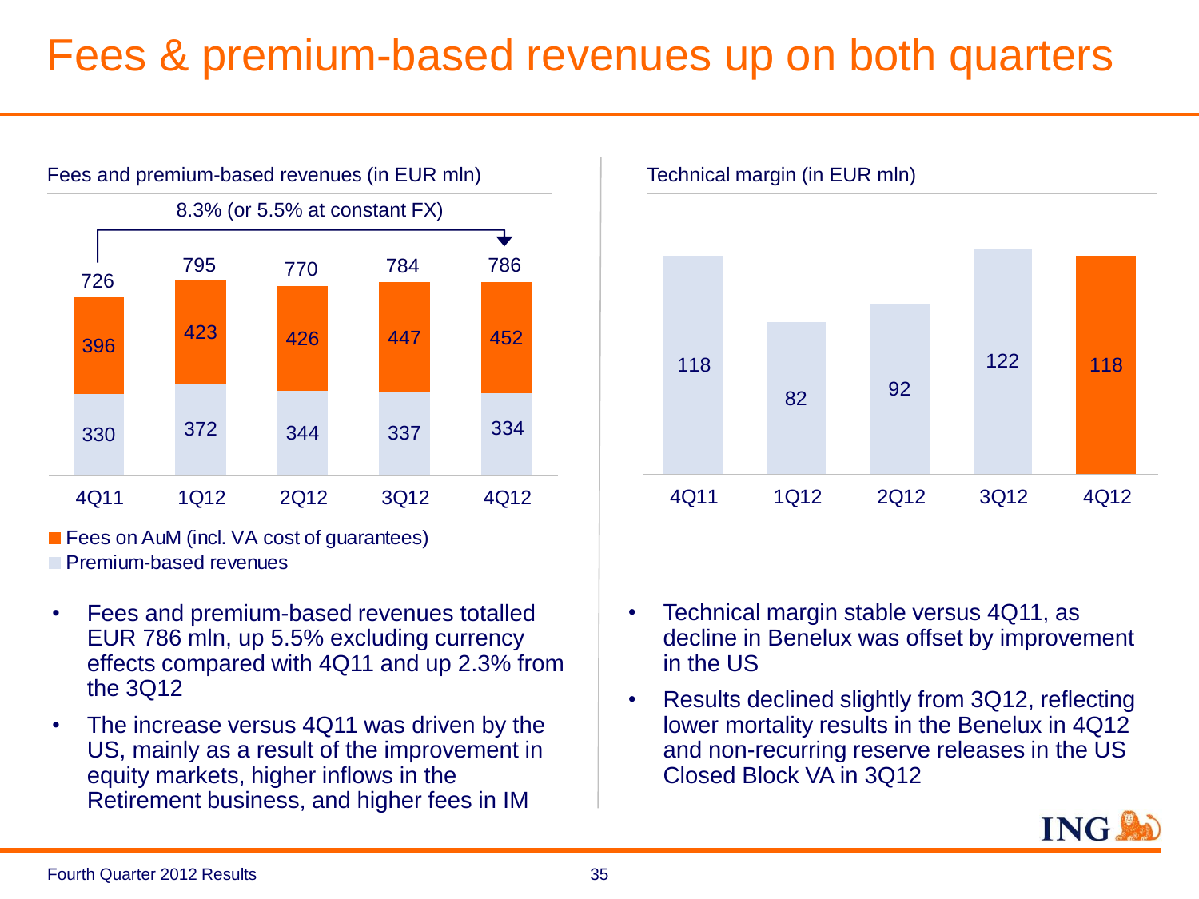# Fees & premium-based revenues up on both quarters

Fees and premium-based revenues (in EUR mln)

8.3% (or 5.5% at constant FX)

726
396
330
4Q11

795
423
372
1Q12

770
426
344
2Q12

784
447
337
3Q12

786
452
334
4Q12

Fees on AuM (incl. VA cost of guarantees)
Premium-based revenues

- Fees and premium-based revenues totalled EUR 786 mln, up 5.5% excluding currency effects compared with 4Q11 and up 2.3% from the 3Q12
- The increase versus 4Q11 was driven by the US, mainly as a result of the improvement in equity markets, higher inflows in the Retirement business, and higher fees in IM

Technical margin (in EUR mln)

118
4Q11

82
1Q12

92
2Q12

122
3Q12

118
4Q12

- Technical margin stable versus 4Q11, as decline in Benelux was offset by improvement in the US
- Results declined slightly from 3Q12, reflecting lower mortality results in the Benelux in 4Q12 and non-recurring reserve releases in the US Closed Block VA in 3Q12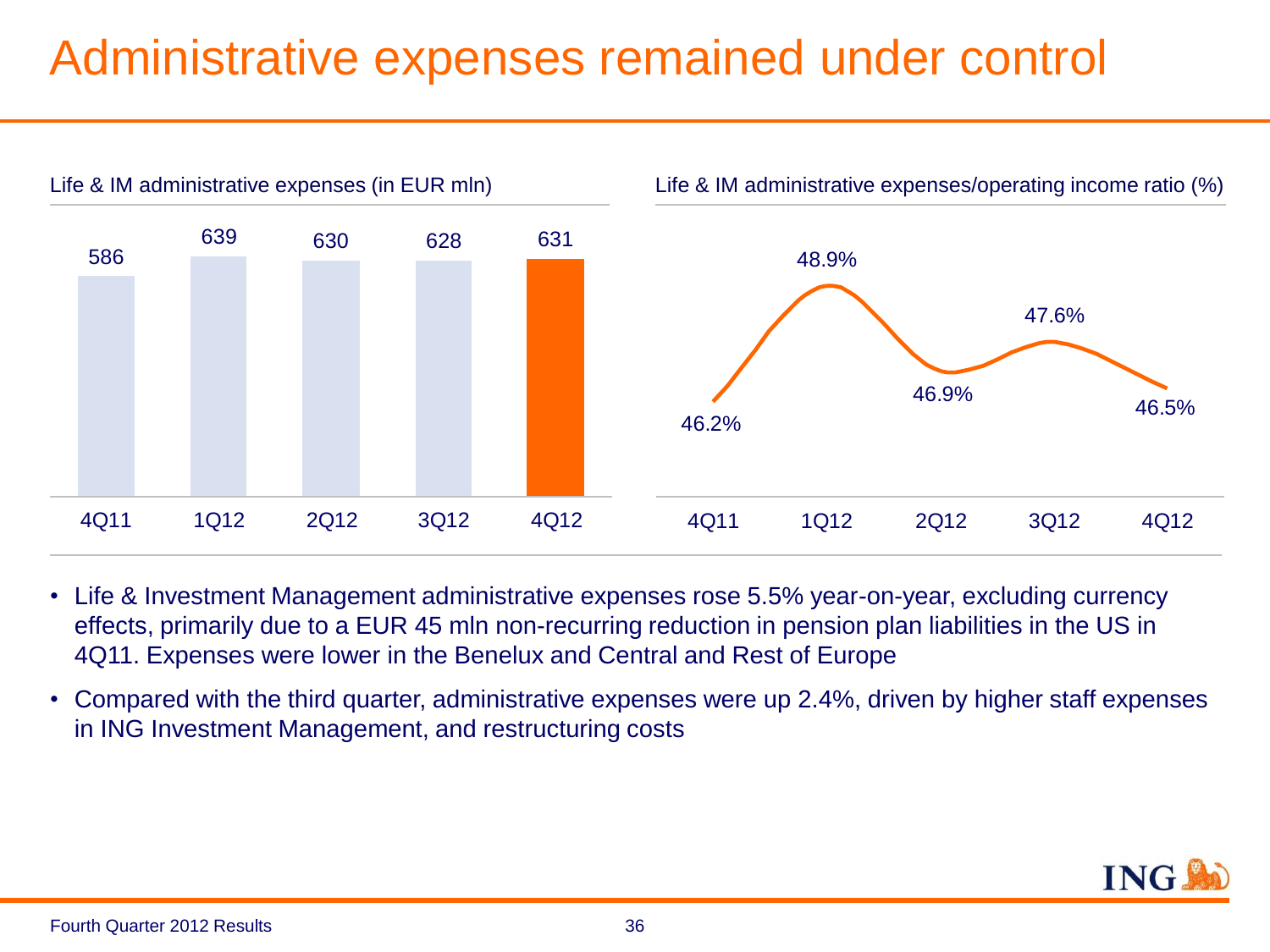# Administrative expenses remained under control

Life & IM administrative expenses (in EUR mln)

586
639
630
628
631

4Q11
1Q12
2Q12
3Q12
4Q12

Life & IM administrative expenses/operating income ratio (%)

46.2%
48.9%
46.9%
47.6%
46.5%

4Q11
1Q12
2Q12
3Q12
4Q12

- Life & Investment Management administrative expenses rose 5.5% year-on-year, excluding currency effects, primarily due to a EUR 45 mln non-recurring reduction in pension plan liabilities in the US in 4Q11. Expenses were lower in the Benelux and Central and Rest of Europe
- Compared with the third quarter, administrative expenses were up 2.4%, driven by higher staff expenses in ING Investment Management, and restructuring costs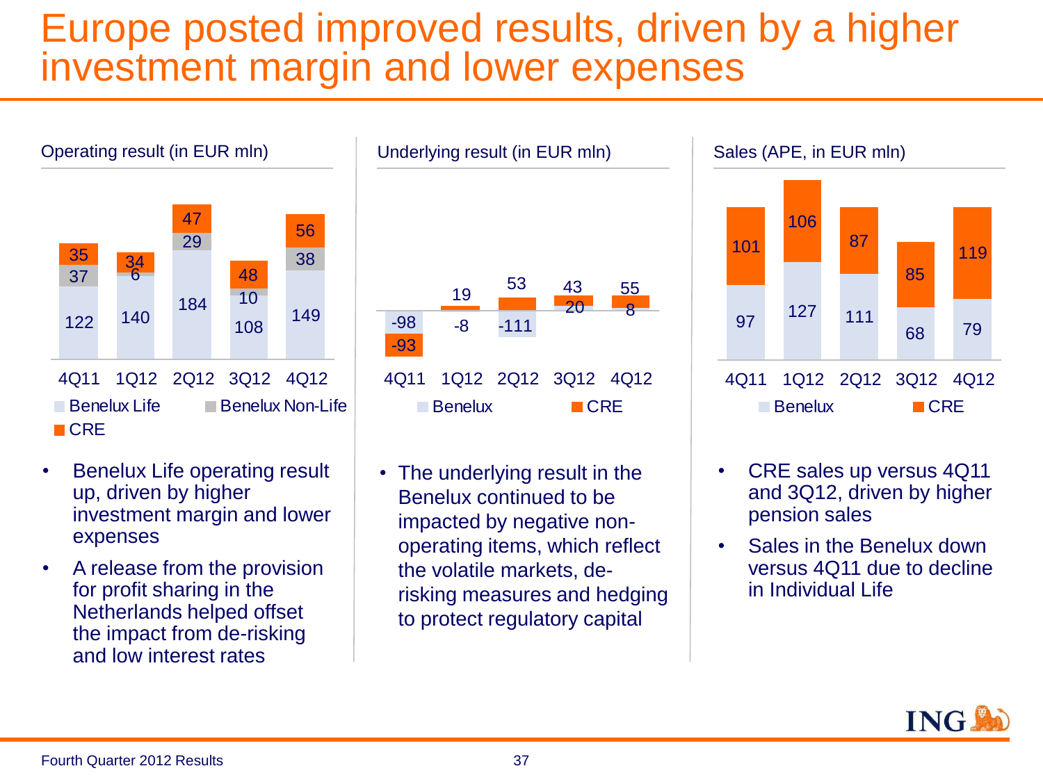# Europe posted improved results, driven by a higher investment margin and lower expenses

Operating result (in EUR mln)

35
37
122
4Q11

34
6
140
1Q12

47
29
184
2Q12

48
10
108
3Q12

56
38
149
4Q12

Benelux Life
Benelux Non-Life
CRE

- Benelux Life operating result up, driven by higher investment margin and lower expenses
- A release from the provision for profit sharing in the Netherlands helped offset the impact from de-risking and low interest rates

Underlying result (in EUR mln)

-98
-93
4Q11

19
-8
1Q12

53
-111
2Q12

43
20
3Q12

55
8
4Q12

Benelux
CRE

- The underlying result in the Benelux continued to be impacted by negative non-operating items, which reflect the volatile markets, de-risking measures and hedging to protect regulatory capital

Sales (APE, in EUR mln)

101
97
4Q11

106
127
1Q12

87
111
2Q12

85
68
3Q12

119
79
4Q12

Benelux
CRE

- CRE sales up versus 4Q11 and 3Q12, driven by higher pension sales
- Sales in the Benelux down versus 4Q11 due to decline in Individual Life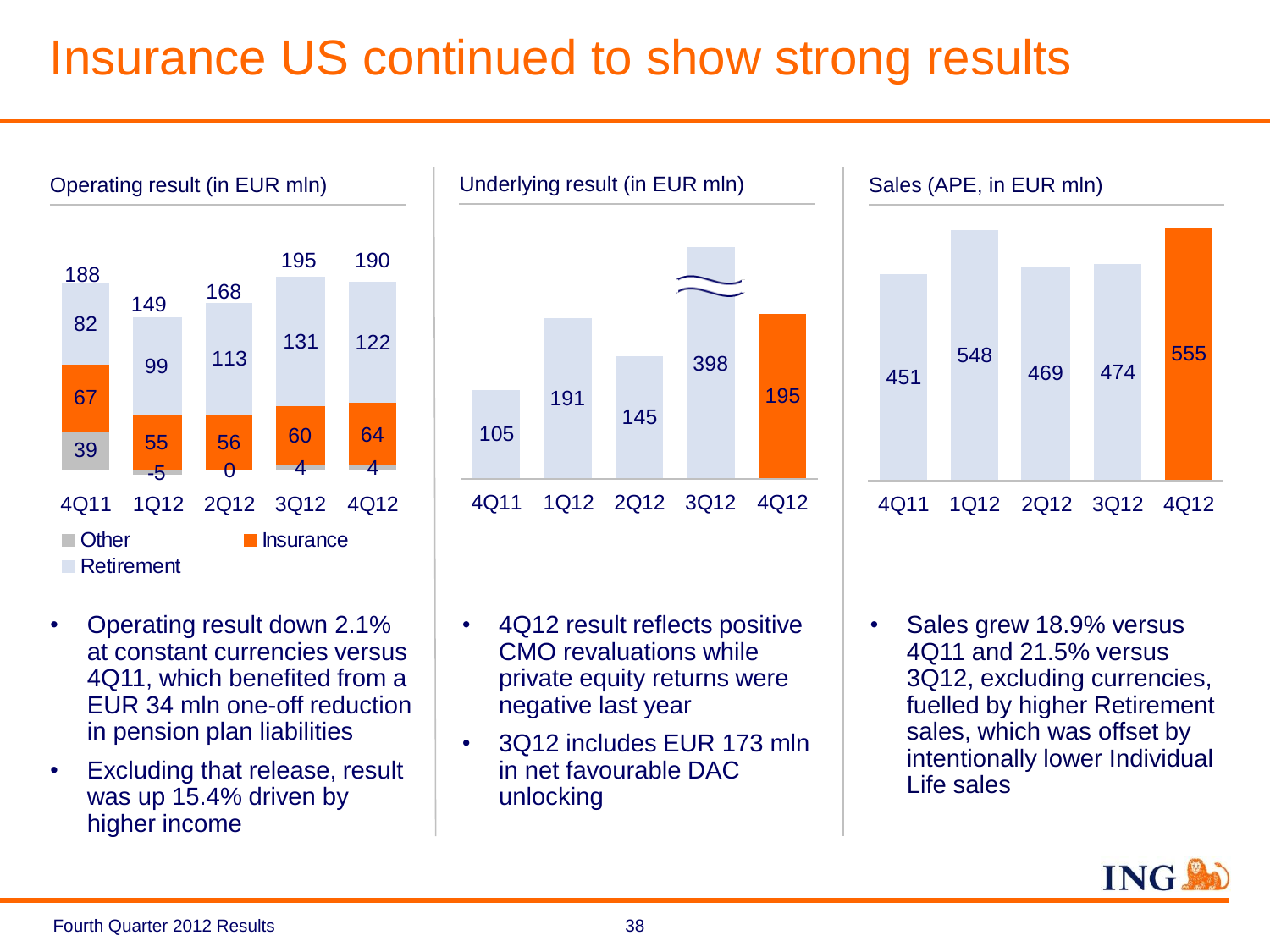# Insurance US continued to show strong results

## Operating result (in EUR mln)

188 149 168 195 190

82 99 113 131 122

67 55 56 60 64

39 -5 0 4 4

4Q11 1Q12 2Q12 3Q12 4Q12

Other
Insurance
Retirement

- Operating result down 2.1% at constant currencies versus 4Q11, which benefited from a EUR 34 mln one-off reduction in pension plan liabilities
- Excluding that release, result was up 15.4% driven by higher income

## Underlying result (in EUR mln)

105 191 145 398 195

4Q11 1Q12 2Q12 3Q12 4Q12

- 4Q12 result reflects positive CMO revaluations while private equity returns were negative last year
- 3Q12 includes EUR 173 mln in net favourable DAC unlocking

## Sales (APE, in EUR mln)

451 548 469 474 555

4Q11 1Q12 2Q12 3Q12 4Q12

- Sales grew 18.9% versus 4Q11 and 21.5% versus 3Q12, excluding currencies, fuelled by higher Retirement sales, which was offset by intentionally lower Individual Life sales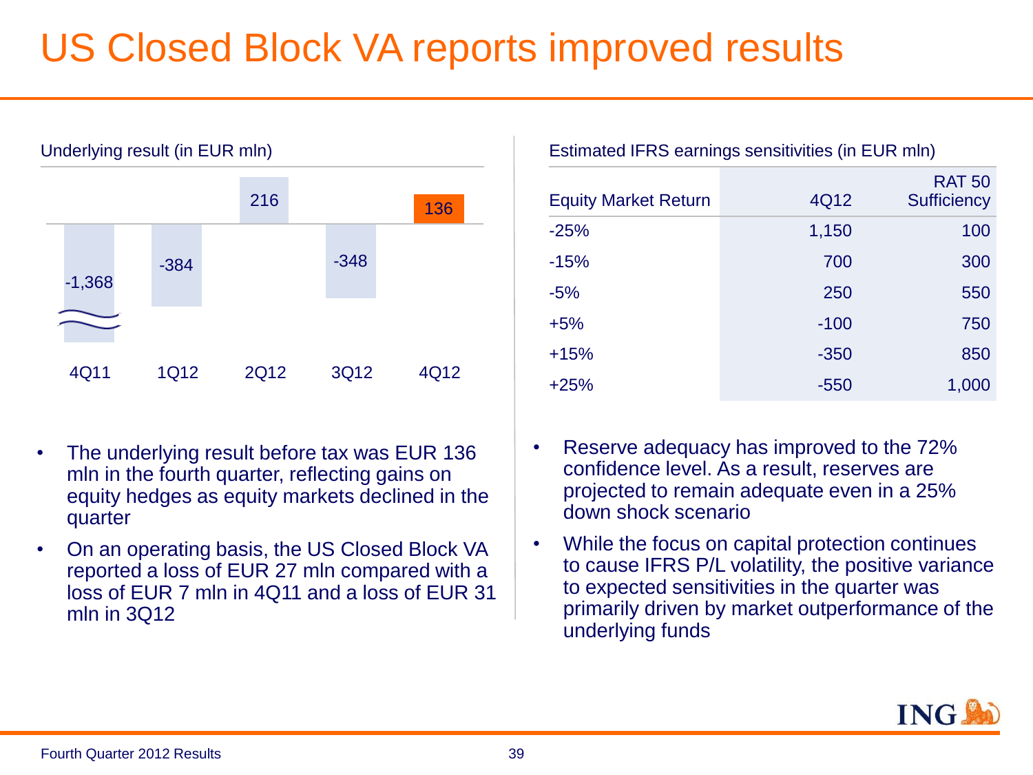# US Closed Block VA reports improved results

Underlying result (in EUR mln)

| 4Q11 | 1Q12 | 2Q12 | 3Q12 | 4Q12 |
|---|---|---|---|---|
| -1,368 | -384 | 216 | -348 | 136 |

- The underlying result before tax was EUR 136 mln in the fourth quarter, reflecting gains on equity hedges as equity markets declined in the quarter
- On an operating basis, the US Closed Block VA reported a loss of EUR 27 mln compared with a loss of EUR 7 mln in 4Q11 and a loss of EUR 31 mln in 3Q12

Estimated IFRS earnings sensitivities (in EUR mln)

| Equity Market Return | 4Q12 | RAT 50 Sufficiency |
|---|---|---|
| -25% | 1,150 | 100 |
| -15% | 700 | 300 |
| -5% | 250 | 550 |
| +5% | -100 | 750 |
| +15% | -350 | 850 |
| +25% | -550 | 1,000 |

- Reserve adequacy has improved to the 72% confidence level. As a result, reserves are projected to remain adequate even in a 25% down shock scenario
- While the focus on capital protection continues to cause IFRS P/L volatility, the positive variance to expected sensitivities in the quarter was primarily driven by market outperformance of the underlying funds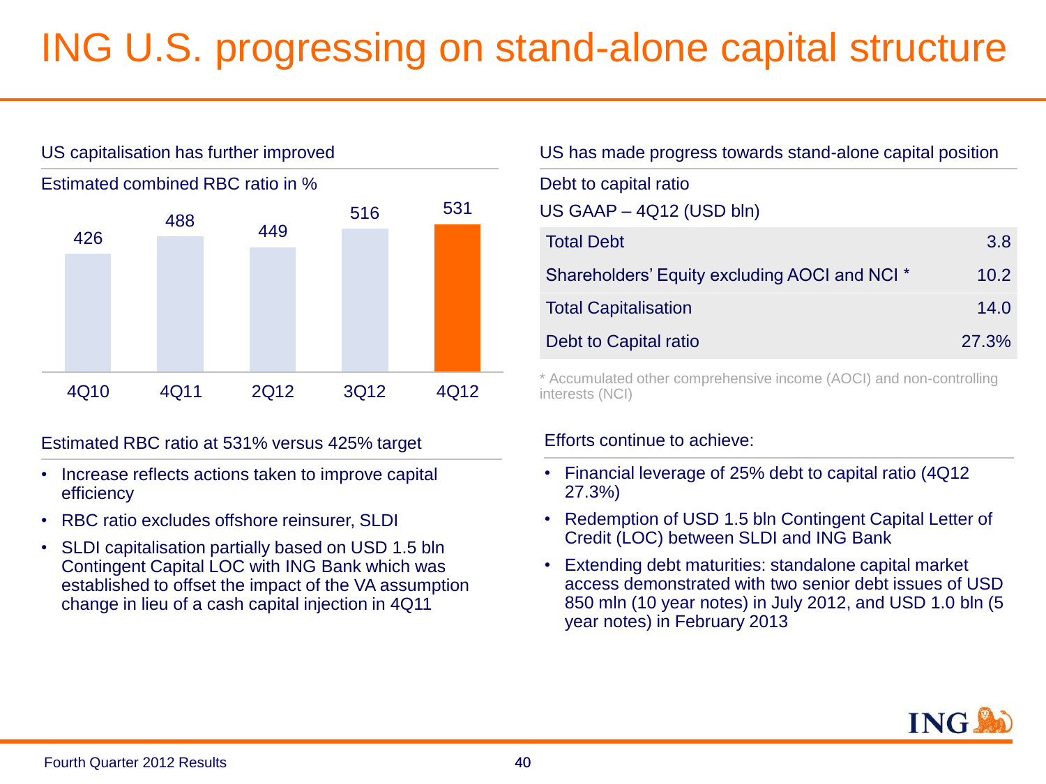# ING U.S. progressing on stand-alone capital structure

## US capitalisation has further improved

Estimated combined RBC ratio in %

426
488
449
516
531

4Q10
4Q11
2Q12
3Q12
4Q12

## Estimated RBC ratio at 531% versus 425% target

- Increase reflects actions taken to improve capital efficiency
- RBC ratio excludes offshore reinsurer, SLDI
- SLDI capitalisation partially based on USD 1.5 bln Contingent Capital LOC with ING Bank which was established to offset the impact of the VA assumption change in lieu of a cash capital injection in 4Q11

## US has made progress towards stand-alone capital position

Debt to capital ratio

US GAAP – 4Q12 (USD bln)

| | |
|---|---|
| Total Debt | 3.8 |
| Shareholders' Equity excluding AOCI and NCI * | 10.2 |
| Total Capitalisation | 14.0 |
| Debt to Capital ratio | 27.3% |

\* Accumulated other comprehensive income (AOCI) and non-controlling interests (NCI)

## Efforts continue to achieve:

- Financial leverage of 25% debt to capital ratio (4Q12 27.3%)
- Redemption of USD 1.5 bln Contingent Capital Letter of Credit (LOC) between SLDI and ING Bank
- Extending debt maturities: standalone capital market access demonstrated with two senior debt issues of USD 850 mln (10 year notes) in July 2012, and USD 1.0 bln (5 year notes) in February 2013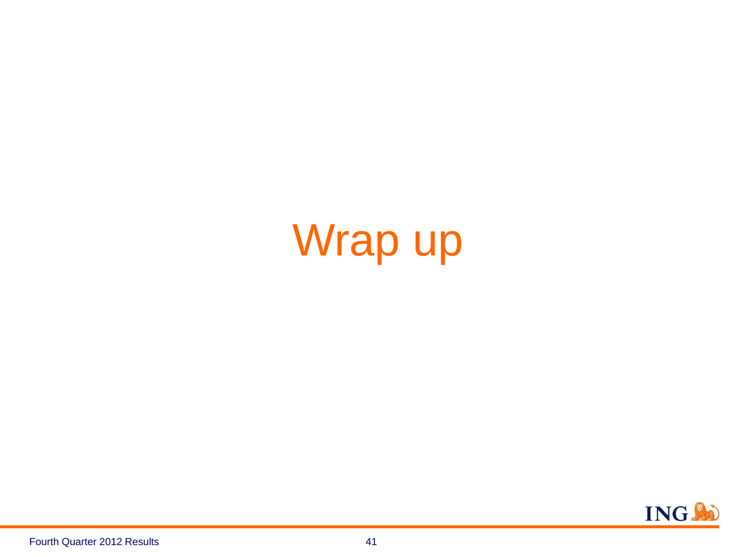# Wrap up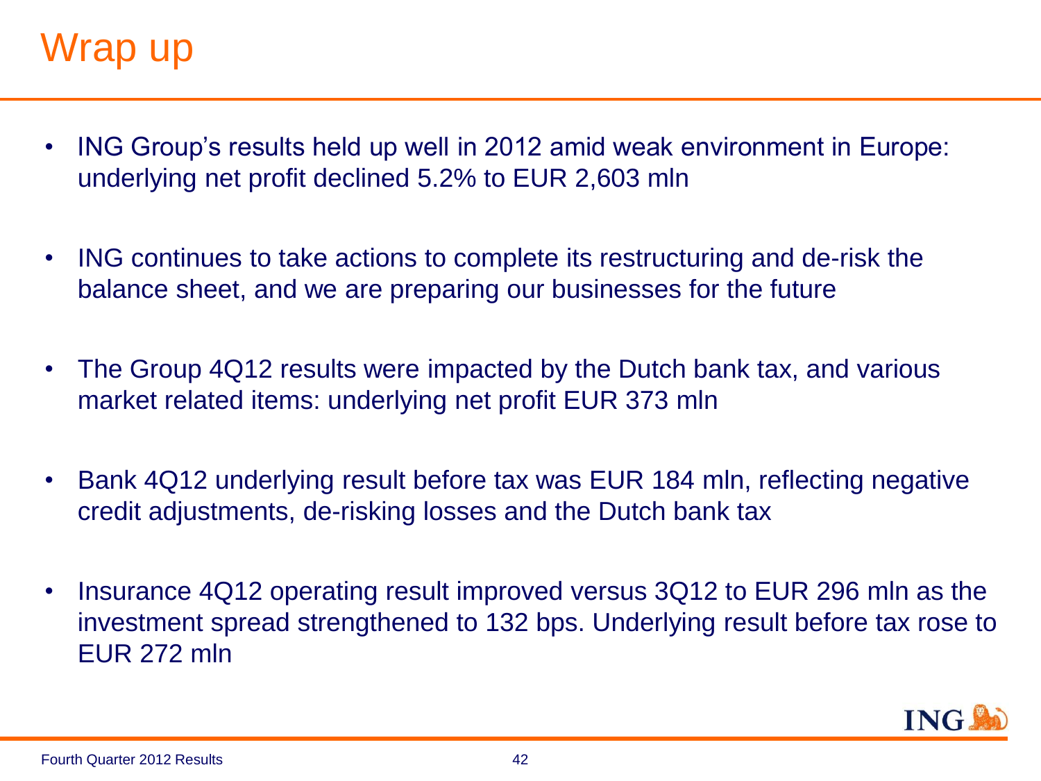# Wrap up

- ING Group's results held up well in 2012 amid weak environment in Europe: underlying net profit declined 5.2% to EUR 2,603 mln
- ING continues to take actions to complete its restructuring and de-risk the balance sheet, and we are preparing our businesses for the future
- The Group 4Q12 results were impacted by the Dutch bank tax, and various market related items: underlying net profit EUR 373 mln
- Bank 4Q12 underlying result before tax was EUR 184 mln, reflecting negative credit adjustments, de-risking losses and the Dutch bank tax
- Insurance 4Q12 operating result improved versus 3Q12 to EUR 296 mln as the investment spread strengthened to 132 bps. Underlying result before tax rose to EUR 272 mln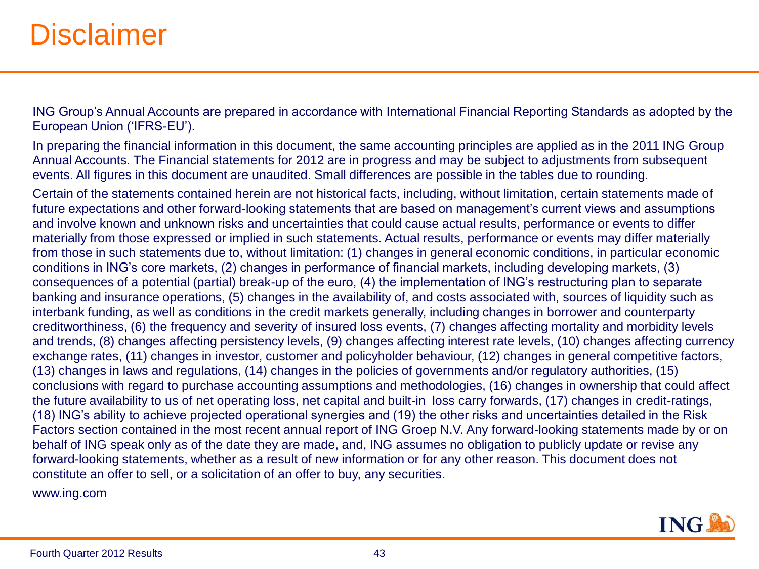# Disclaimer

ING Group's Annual Accounts are prepared in accordance with International Financial Reporting Standards as adopted by the European Union ('IFRS-EU').

In preparing the financial information in this document, the same accounting principles are applied as in the 2011 ING Group Annual Accounts. The Financial statements for 2012 are in progress and may be subject to adjustments from subsequent events. All figures in this document are unaudited. Small differences are possible in the tables due to rounding.

Certain of the statements contained herein are not historical facts, including, without limitation, certain statements made of future expectations and other forward-looking statements that are based on management's current views and assumptions and involve known and unknown risks and uncertainties that could cause actual results, performance or events to differ materially from those expressed or implied in such statements. Actual results, performance or events may differ materially from those in such statements due to, without limitation: (1) changes in general economic conditions, in particular economic conditions in ING's core markets, (2) changes in performance of financial markets, including developing markets, (3) consequences of a potential (partial) break-up of the euro, (4) the implementation of ING's restructuring plan to separate banking and insurance operations, (5) changes in the availability of, and costs associated with, sources of liquidity such as interbank funding, as well as conditions in the credit markets generally, including changes in borrower and counterparty creditworthiness, (6) the frequency and severity of insured loss events, (7) changes affecting mortality and morbidity levels and trends, (8) changes affecting persistency levels, (9) changes affecting interest rate levels, (10) changes affecting currency exchange rates, (11) changes in investor, customer and policyholder behaviour, (12) changes in general competitive factors, (13) changes in laws and regulations, (14) changes in the policies of governments and/or regulatory authorities, (15) conclusions with regard to purchase accounting assumptions and methodologies, (16) changes in ownership that could affect the future availability to us of net operating loss, net capital and built-in loss carry forwards, (17) changes in credit-ratings, (18) ING's ability to achieve projected operational synergies and (19) the other risks and uncertainties detailed in the Risk Factors section contained in the most recent annual report of ING Groep N.V. Any forward-looking statements made by or on behalf of ING speak only as of the date they are made, and, ING assumes no obligation to publicly update or revise any forward-looking statements, whether as a result of new information or for any other reason. This document does not constitute an offer to sell, or a solicitation of an offer to buy, any securities.

www.ing.com